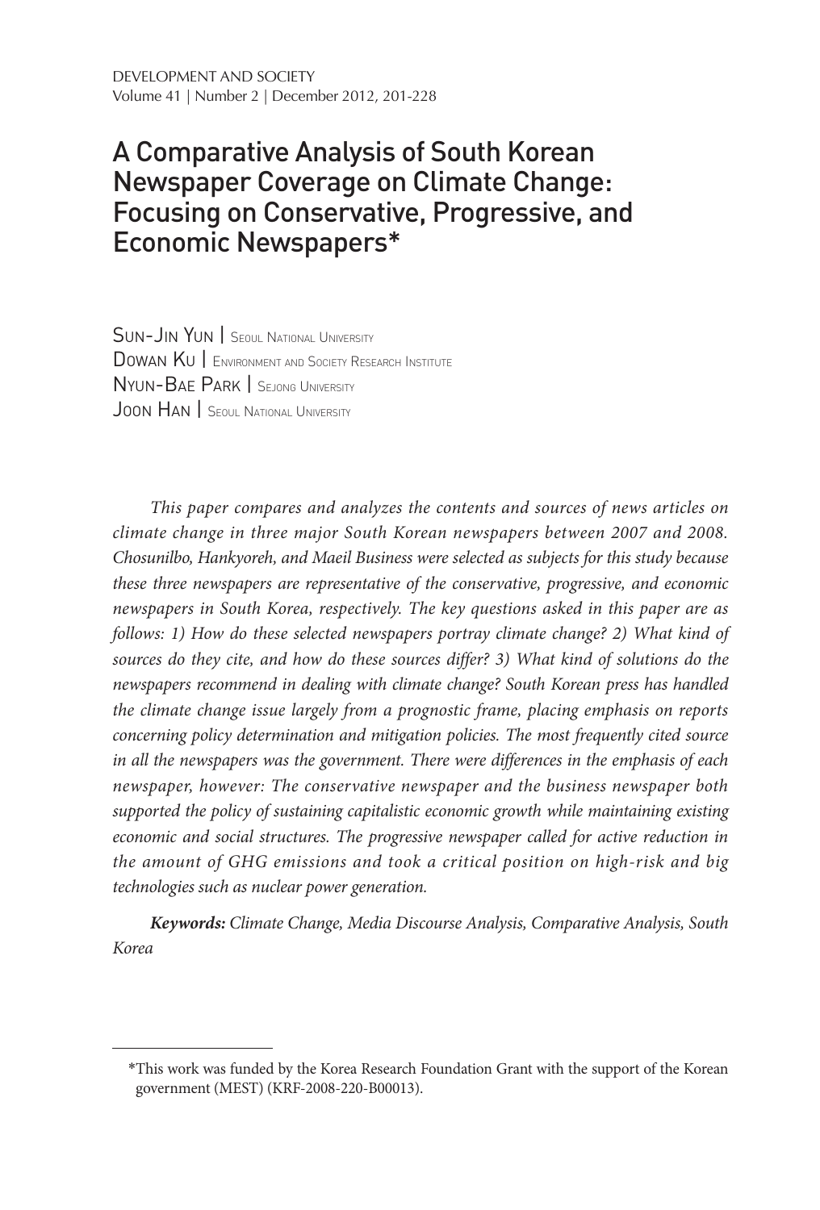# A Comparative Analysis of South Korean Newspaper Coverage on Climate Change: Focusing on Conservative, Progressive, and Economic Newspapers*

Sun-Jin Yun | Seoul National University
Dowan Ku | Environment and Society Research Institute
Nyun-Bae Park | Sejong University
Joon Han | Seoul National University

*This paper compares and analyzes the contents and sources of news articles on climate change in three major South Korean newspapers between 2007 and 2008. Chosunilbo, Hankyoreh, and Maeil Business were selected as subjects for this study because these three newspapers are representative of the conservative, progressive, and economic newspapers in South Korea, respectively. The key questions asked in this paper are as follows: 1) How do these selected newspapers portray climate change? 2) What kind of sources do they cite, and how do these sources differ? 3) What kind of solutions do the newspapers recommend in dealing with climate change? South Korean press has handled the climate change issue largely from a prognostic frame, placing emphasis on reports concerning policy determination and mitigation policies. The most frequently cited source in all the newspapers was the government. There were differences in the emphasis of each newspaper, however: The conservative newspaper and the business newspaper both supported the policy of sustaining capitalistic economic growth while maintaining existing economic and social structures. The progressive newspaper called for active reduction in the amount of GHG emissions and took a critical position on high-risk and big technologies such as nuclear power generation.*

***Keywords:*** *Climate Change, Media Discourse Analysis, Comparative Analysis, South Korea*

---

*This work was funded by the Korea Research Foundation Grant with the support of the Korean government (MEST) (KRF-2008-220-B00013).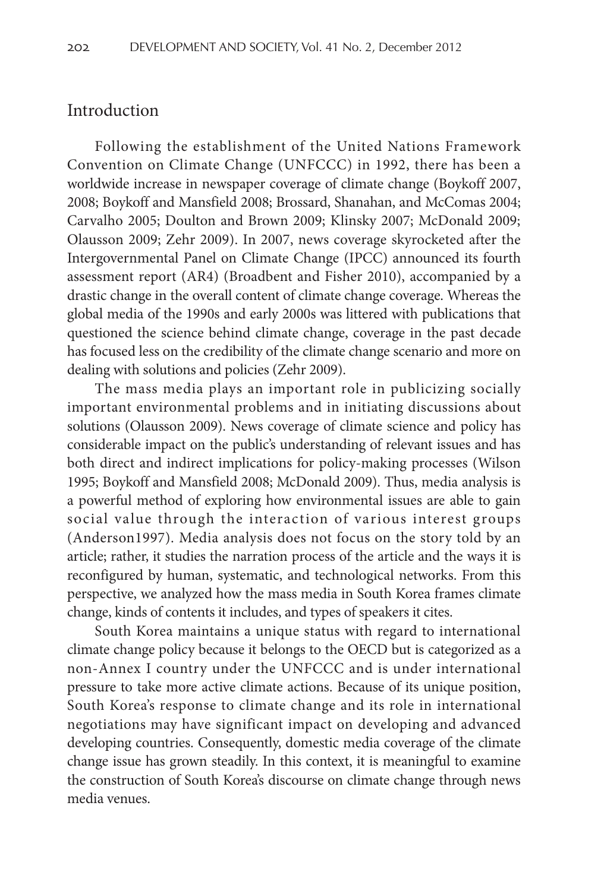## Introduction

Following the establishment of the United Nations Framework Convention on Climate Change (UNFCCC) in 1992, there has been a worldwide increase in newspaper coverage of climate change (Boykoff 2007, 2008; Boykoff and Mansfield 2008; Brossard, Shanahan, and McComas 2004; Carvalho 2005; Doulton and Brown 2009; Klinsky 2007; McDonald 2009; Olausson 2009; Zehr 2009). In 2007, news coverage skyrocketed after the Intergovernmental Panel on Climate Change (IPCC) announced its fourth assessment report (AR4) (Broadbent and Fisher 2010), accompanied by a drastic change in the overall content of climate change coverage. Whereas the global media of the 1990s and early 2000s was littered with publications that questioned the science behind climate change, coverage in the past decade has focused less on the credibility of the climate change scenario and more on dealing with solutions and policies (Zehr 2009).

The mass media plays an important role in publicizing socially important environmental problems and in initiating discussions about solutions (Olausson 2009). News coverage of climate science and policy has considerable impact on the public's understanding of relevant issues and has both direct and indirect implications for policy-making processes (Wilson 1995; Boykoff and Mansfield 2008; McDonald 2009). Thus, media analysis is a powerful method of exploring how environmental issues are able to gain social value through the interaction of various interest groups (Anderson1997). Media analysis does not focus on the story told by an article; rather, it studies the narration process of the article and the ways it is reconfigured by human, systematic, and technological networks. From this perspective, we analyzed how the mass media in South Korea frames climate change, kinds of contents it includes, and types of speakers it cites.

South Korea maintains a unique status with regard to international climate change policy because it belongs to the OECD but is categorized as a non-Annex I country under the UNFCCC and is under international pressure to take more active climate actions. Because of its unique position, South Korea's response to climate change and its role in international negotiations may have significant impact on developing and advanced developing countries. Consequently, domestic media coverage of the climate change issue has grown steadily. In this context, it is meaningful to examine the construction of South Korea's discourse on climate change through news media venues.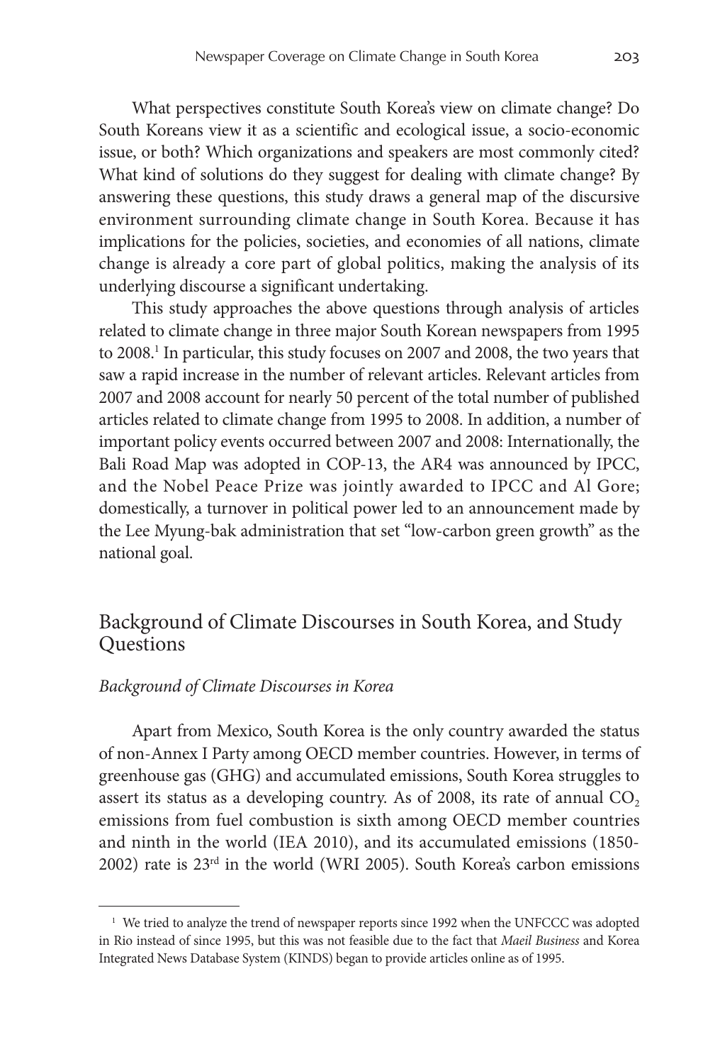What perspectives constitute South Korea's view on climate change? Do South Koreans view it as a scientific and ecological issue, a socio-economic issue, or both? Which organizations and speakers are most commonly cited? What kind of solutions do they suggest for dealing with climate change? By answering these questions, this study draws a general map of the discursive environment surrounding climate change in South Korea. Because it has implications for the policies, societies, and economies of all nations, climate change is already a core part of global politics, making the analysis of its underlying discourse a significant undertaking.

This study approaches the above questions through analysis of articles related to climate change in three major South Korean newspapers from 1995 to 2008.[1] In particular, this study focuses on 2007 and 2008, the two years that saw a rapid increase in the number of relevant articles. Relevant articles from 2007 and 2008 account for nearly 50 percent of the total number of published articles related to climate change from 1995 to 2008. In addition, a number of important policy events occurred between 2007 and 2008: Internationally, the Bali Road Map was adopted in COP-13, the AR4 was announced by IPCC, and the Nobel Peace Prize was jointly awarded to IPCC and Al Gore; domestically, a turnover in political power led to an announcement made by the Lee Myung-bak administration that set "low-carbon green growth" as the national goal.

## Background of Climate Discourses in South Korea, and Study Questions

### *Background of Climate Discourses in Korea*

Apart from Mexico, South Korea is the only country awarded the status of non-Annex I Party among OECD member countries. However, in terms of greenhouse gas (GHG) and accumulated emissions, South Korea struggles to assert its status as a developing country. As of 2008, its rate of annual $CO_2$ emissions from fuel combustion is sixth among OECD member countries and ninth in the world (IEA 2010), and its accumulated emissions (1850-2002) rate is 23rd in the world (WRI 2005). South Korea's carbon emissions

---

[1] We tried to analyze the trend of newspaper reports since 1992 when the UNFCCC was adopted in Rio instead of since 1995, but this was not feasible due to the fact that *Maeil Business* and Korea Integrated News Database System (KINDS) began to provide articles online as of 1995.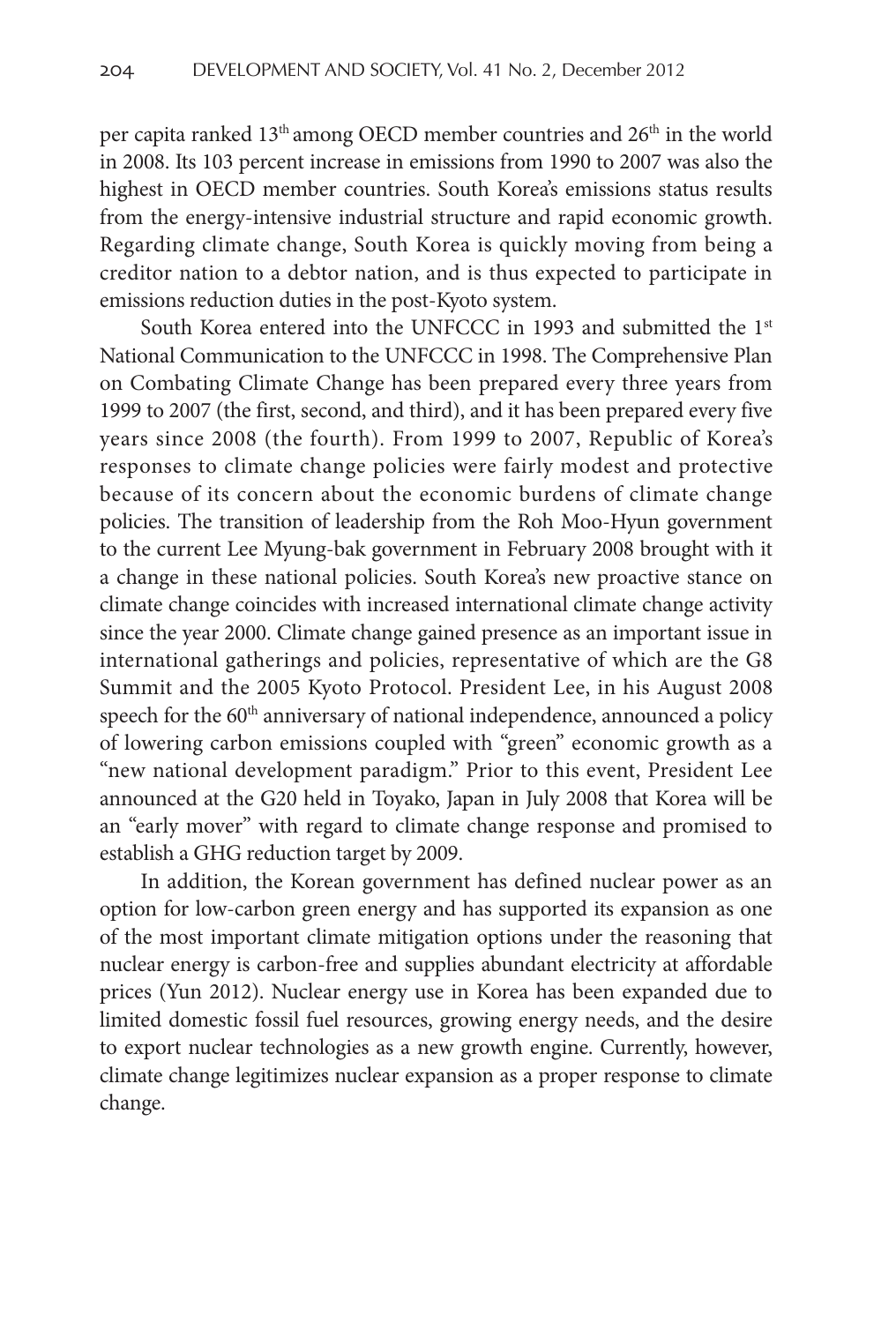per capita ranked 13th among OECD member countries and 26th in the world in 2008. Its 103 percent increase in emissions from 1990 to 2007 was also the highest in OECD member countries. South Korea's emissions status results from the energy-intensive industrial structure and rapid economic growth. Regarding climate change, South Korea is quickly moving from being a creditor nation to a debtor nation, and is thus expected to participate in emissions reduction duties in the post-Kyoto system.

South Korea entered into the UNFCCC in 1993 and submitted the 1st National Communication to the UNFCCC in 1998. The Comprehensive Plan on Combating Climate Change has been prepared every three years from 1999 to 2007 (the first, second, and third), and it has been prepared every five years since 2008 (the fourth). From 1999 to 2007, Republic of Korea's responses to climate change policies were fairly modest and protective because of its concern about the economic burdens of climate change policies. The transition of leadership from the Roh Moo-Hyun government to the current Lee Myung-bak government in February 2008 brought with it a change in these national policies. South Korea's new proactive stance on climate change coincides with increased international climate change activity since the year 2000. Climate change gained presence as an important issue in international gatherings and policies, representative of which are the G8 Summit and the 2005 Kyoto Protocol. President Lee, in his August 2008 speech for the 60th anniversary of national independence, announced a policy of lowering carbon emissions coupled with "green" economic growth as a "new national development paradigm." Prior to this event, President Lee announced at the G20 held in Toyako, Japan in July 2008 that Korea will be an "early mover" with regard to climate change response and promised to establish a GHG reduction target by 2009.

In addition, the Korean government has defined nuclear power as an option for low-carbon green energy and has supported its expansion as one of the most important climate mitigation options under the reasoning that nuclear energy is carbon-free and supplies abundant electricity at affordable prices (Yun 2012). Nuclear energy use in Korea has been expanded due to limited domestic fossil fuel resources, growing energy needs, and the desire to export nuclear technologies as a new growth engine. Currently, however, climate change legitimizes nuclear expansion as a proper response to climate change.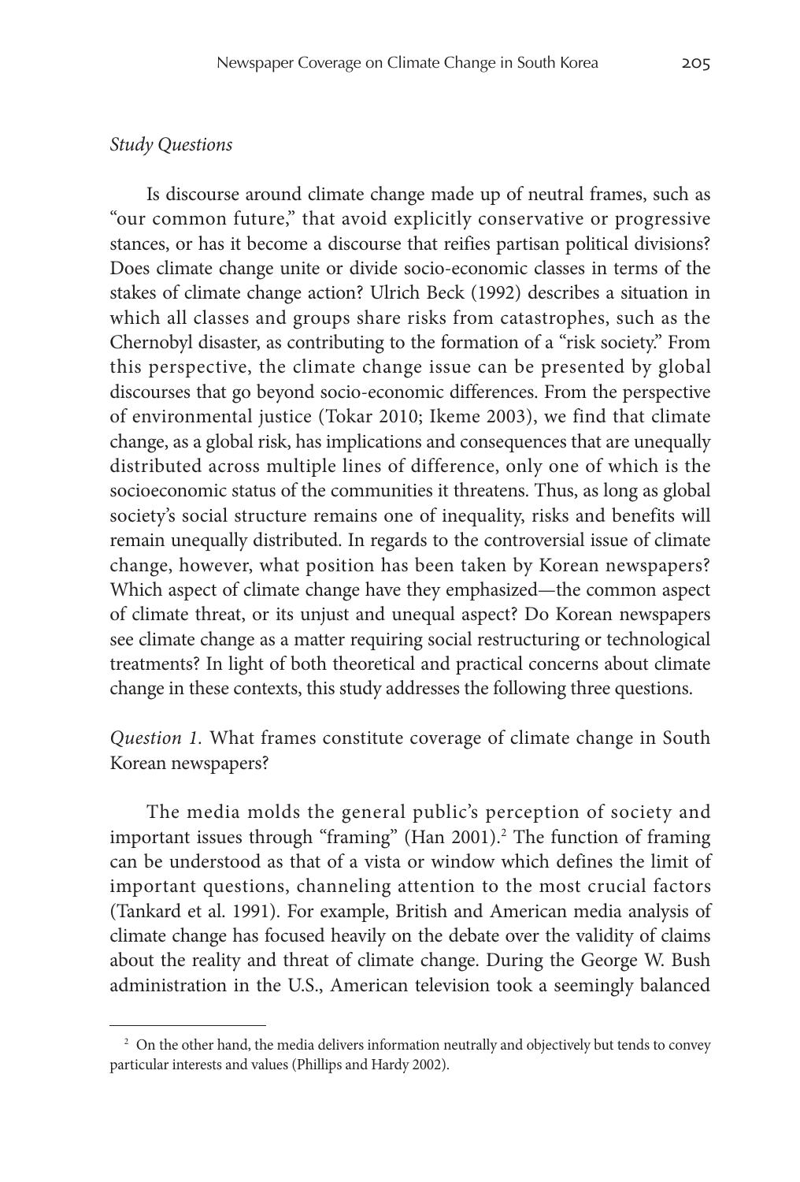*Study Questions*

Is discourse around climate change made up of neutral frames, such as "our common future," that avoid explicitly conservative or progressive stances, or has it become a discourse that reifies partisan political divisions? Does climate change unite or divide socio-economic classes in terms of the stakes of climate change action? Ulrich Beck (1992) describes a situation in which all classes and groups share risks from catastrophes, such as the Chernobyl disaster, as contributing to the formation of a "risk society." From this perspective, the climate change issue can be presented by global discourses that go beyond socio-economic differences. From the perspective of environmental justice (Tokar 2010; Ikeme 2003), we find that climate change, as a global risk, has implications and consequences that are unequally distributed across multiple lines of difference, only one of which is the socioeconomic status of the communities it threatens. Thus, as long as global society's social structure remains one of inequality, risks and benefits will remain unequally distributed. In regards to the controversial issue of climate change, however, what position has been taken by Korean newspapers? Which aspect of climate change have they emphasized—the common aspect of climate threat, or its unjust and unequal aspect? Do Korean newspapers see climate change as a matter requiring social restructuring or technological treatments? In light of both theoretical and practical concerns about climate change in these contexts, this study addresses the following three questions.

*Question 1.* What frames constitute coverage of climate change in South Korean newspapers?

The media molds the general public's perception of society and important issues through "framing" (Han 2001).[2] The function of framing can be understood as that of a vista or window which defines the limit of important questions, channeling attention to the most crucial factors (Tankard et al. 1991). For example, British and American media analysis of climate change has focused heavily on the debate over the validity of claims about the reality and threat of climate change. During the George W. Bush administration in the U.S., American television took a seemingly balanced

[2] On the other hand, the media delivers information neutrally and objectively but tends to convey particular interests and values (Phillips and Hardy 2002).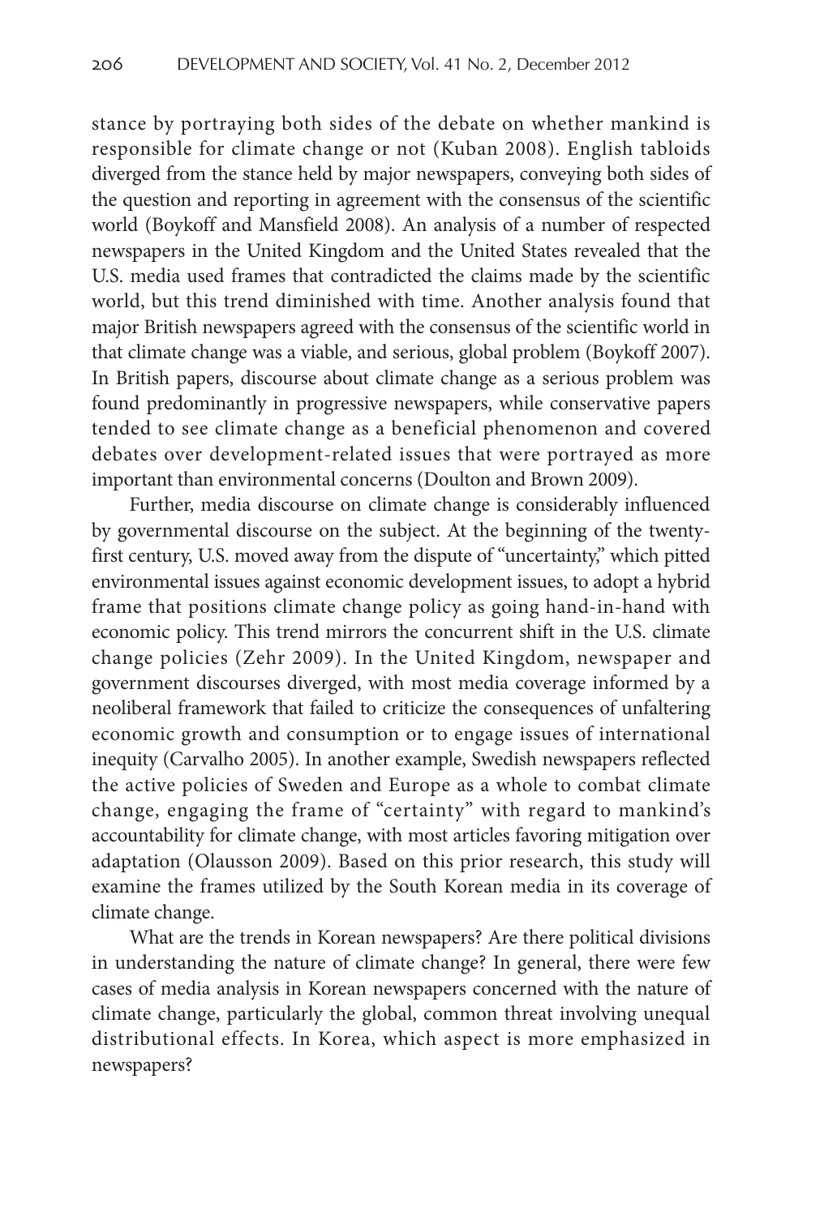stance by portraying both sides of the debate on whether mankind is responsible for climate change or not (Kuban 2008). English tabloids diverged from the stance held by major newspapers, conveying both sides of the question and reporting in agreement with the consensus of the scientific world (Boykoff and Mansfield 2008). An analysis of a number of respected newspapers in the United Kingdom and the United States revealed that the U.S. media used frames that contradicted the claims made by the scientific world, but this trend diminished with time. Another analysis found that major British newspapers agreed with the consensus of the scientific world in that climate change was a viable, and serious, global problem (Boykoff 2007). In British papers, discourse about climate change as a serious problem was found predominantly in progressive newspapers, while conservative papers tended to see climate change as a beneficial phenomenon and covered debates over development-related issues that were portrayed as more important than environmental concerns (Doulton and Brown 2009).

Further, media discourse on climate change is considerably influenced by governmental discourse on the subject. At the beginning of the twenty-first century, U.S. moved away from the dispute of "uncertainty," which pitted environmental issues against economic development issues, to adopt a hybrid frame that positions climate change policy as going hand-in-hand with economic policy. This trend mirrors the concurrent shift in the U.S. climate change policies (Zehr 2009). In the United Kingdom, newspaper and government discourses diverged, with most media coverage informed by a neoliberal framework that failed to criticize the consequences of unfaltering economic growth and consumption or to engage issues of international inequity (Carvalho 2005). In another example, Swedish newspapers reflected the active policies of Sweden and Europe as a whole to combat climate change, engaging the frame of "certainty" with regard to mankind's accountability for climate change, with most articles favoring mitigation over adaptation (Olausson 2009). Based on this prior research, this study will examine the frames utilized by the South Korean media in its coverage of climate change.

What are the trends in Korean newspapers? Are there political divisions in understanding the nature of climate change? In general, there were few cases of media analysis in Korean newspapers concerned with the nature of climate change, particularly the global, common threat involving unequal distributional effects. In Korea, which aspect is more emphasized in newspapers?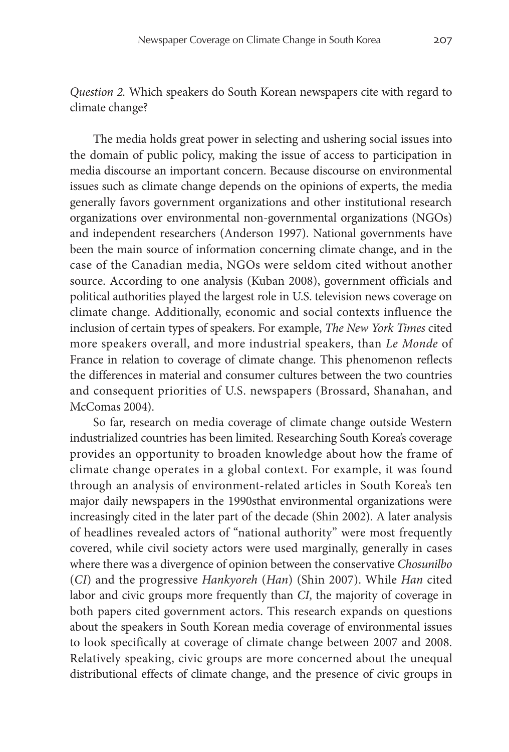*Question 2.* Which speakers do South Korean newspapers cite with regard to climate change?

The media holds great power in selecting and ushering social issues into the domain of public policy, making the issue of access to participation in media discourse an important concern. Because discourse on environmental issues such as climate change depends on the opinions of experts, the media generally favors government organizations and other institutional research organizations over environmental non-governmental organizations (NGOs) and independent researchers (Anderson 1997). National governments have been the main source of information concerning climate change, and in the case of the Canadian media, NGOs were seldom cited without another source. According to one analysis (Kuban 2008), government officials and political authorities played the largest role in U.S. television news coverage on climate change. Additionally, economic and social contexts influence the inclusion of certain types of speakers. For example, *The New York Times* cited more speakers overall, and more industrial speakers, than *Le Monde* of France in relation to coverage of climate change. This phenomenon reflects the differences in material and consumer cultures between the two countries and consequent priorities of U.S. newspapers (Brossard, Shanahan, and McComas 2004).

So far, research on media coverage of climate change outside Western industrialized countries has been limited. Researching South Korea's coverage provides an opportunity to broaden knowledge about how the frame of climate change operates in a global context. For example, it was found through an analysis of environment-related articles in South Korea's ten major daily newspapers in the 1990sthat environmental organizations were increasingly cited in the later part of the decade (Shin 2002). A later analysis of headlines revealed actors of "national authority" were most frequently covered, while civil society actors were used marginally, generally in cases where there was a divergence of opinion between the conservative *Chosunilbo* (*CI*) and the progressive *Hankyoreh* (*Han*) (Shin 2007). While *Han* cited labor and civic groups more frequently than *CI*, the majority of coverage in both papers cited government actors. This research expands on questions about the speakers in South Korean media coverage of environmental issues to look specifically at coverage of climate change between 2007 and 2008. Relatively speaking, civic groups are more concerned about the unequal distributional effects of climate change, and the presence of civic groups in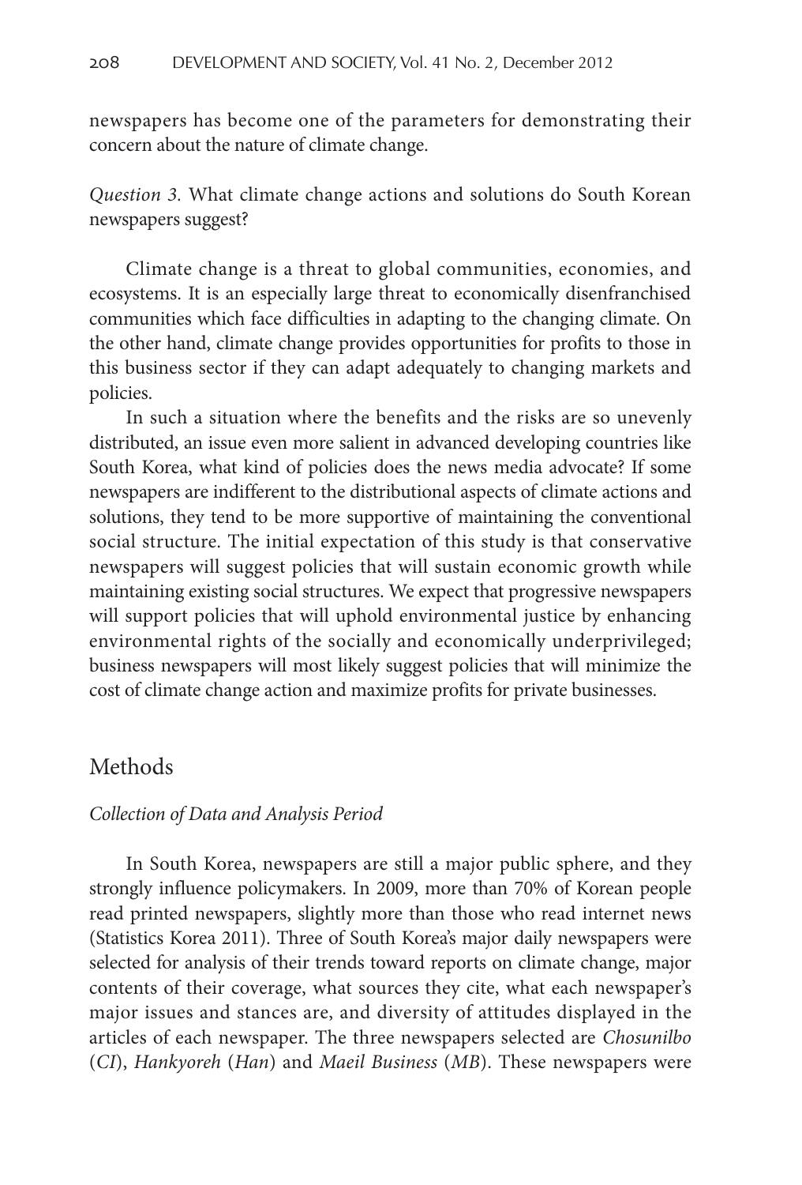newspapers has become one of the parameters for demonstrating their concern about the nature of climate change.

*Question 3.* What climate change actions and solutions do South Korean newspapers suggest?

Climate change is a threat to global communities, economies, and ecosystems. It is an especially large threat to economically disenfranchised communities which face difficulties in adapting to the changing climate. On the other hand, climate change provides opportunities for profits to those in this business sector if they can adapt adequately to changing markets and policies.

In such a situation where the benefits and the risks are so unevenly distributed, an issue even more salient in advanced developing countries like South Korea, what kind of policies does the news media advocate? If some newspapers are indifferent to the distributional aspects of climate actions and solutions, they tend to be more supportive of maintaining the conventional social structure. The initial expectation of this study is that conservative newspapers will suggest policies that will sustain economic growth while maintaining existing social structures. We expect that progressive newspapers will support policies that will uphold environmental justice by enhancing environmental rights of the socially and economically underprivileged; business newspapers will most likely suggest policies that will minimize the cost of climate change action and maximize profits for private businesses.

## Methods

### *Collection of Data and Analysis Period*

In South Korea, newspapers are still a major public sphere, and they strongly influence policymakers. In 2009, more than 70% of Korean people read printed newspapers, slightly more than those who read internet news (Statistics Korea 2011). Three of South Korea's major daily newspapers were selected for analysis of their trends toward reports on climate change, major contents of their coverage, what sources they cite, what each newspaper's major issues and stances are, and diversity of attitudes displayed in the articles of each newspaper. The three newspapers selected are *Chosunilbo* (*CI*), *Hankyoreh* (*Han*) and *Maeil Business* (*MB*). These newspapers were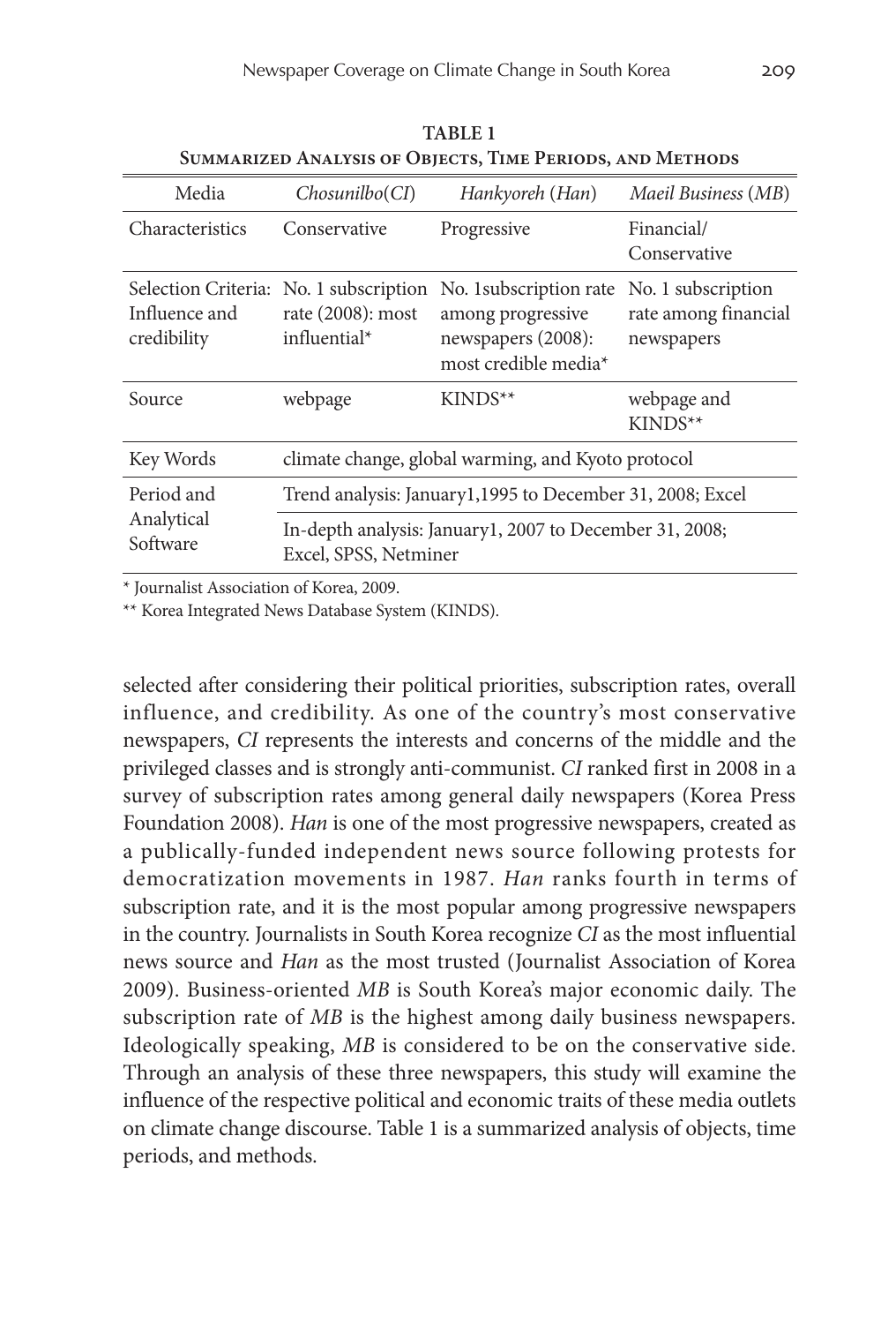**TABLE 1**
**Summarized Analysis of Objects, Time Periods, and Methods**

| Media | *Chosunilbo*(*CI*) | *Hankyoreh* (*Han*) | *Maeil Business* (*MB*) |
|---|---|---|---|
| Characteristics | Conservative | Progressive | Financial/ Conservative |
| Selection Criteria: Influence and credibility | No. 1 subscription rate (2008): most influential* | No. 1subscription rate among progressive newspapers (2008): most credible media* | No. 1 subscription rate among financial newspapers |
| Source | webpage | KINDS** | webpage and KINDS** |
| Key Words | climate change, global warming, and Kyoto protocol | | |
| Period and Analytical Software | Trend analysis: January1,1995 to December 31, 2008; Excel | | |
| | In-depth analysis: January1, 2007 to December 31, 2008; Excel, SPSS, Netminer | | |

\* Journalist Association of Korea, 2009.

\*\* Korea Integrated News Database System (KINDS).

selected after considering their political priorities, subscription rates, overall influence, and credibility. As one of the country's most conservative newspapers, *CI* represents the interests and concerns of the middle and the privileged classes and is strongly anti-communist. *CI* ranked first in 2008 in a survey of subscription rates among general daily newspapers (Korea Press Foundation 2008). *Han* is one of the most progressive newspapers, created as a publically-funded independent news source following protests for democratization movements in 1987. *Han* ranks fourth in terms of subscription rate, and it is the most popular among progressive newspapers in the country. Journalists in South Korea recognize *CI* as the most influential news source and *Han* as the most trusted (Journalist Association of Korea 2009). Business-oriented *MB* is South Korea's major economic daily. The subscription rate of *MB* is the highest among daily business newspapers. Ideologically speaking, *MB* is considered to be on the conservative side. Through an analysis of these three newspapers, this study will examine the influence of the respective political and economic traits of these media outlets on climate change discourse. Table 1 is a summarized analysis of objects, time periods, and methods.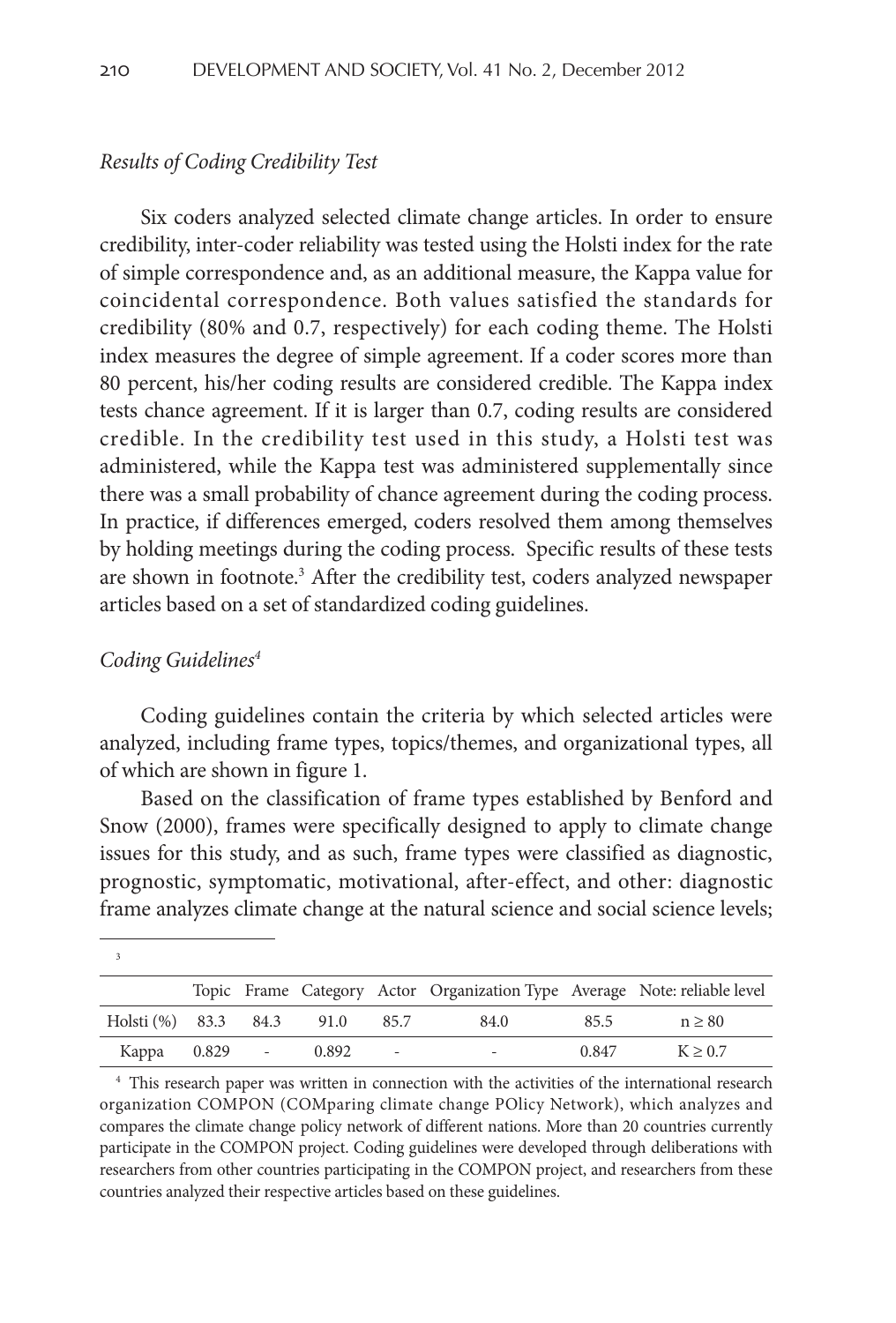*Results of Coding Credibility Test*

Six coders analyzed selected climate change articles. In order to ensure credibility, inter-coder reliability was tested using the Holsti index for the rate of simple correspondence and, as an additional measure, the Kappa value for coincidental correspondence. Both values satisfied the standards for credibility (80% and 0.7, respectively) for each coding theme. The Holsti index measures the degree of simple agreement. If a coder scores more than 80 percent, his/her coding results are considered credible. The Kappa index tests chance agreement. If it is larger than 0.7, coding results are considered credible. In the credibility test used in this study, a Holsti test was administered, while the Kappa test was administered supplementally since there was a small probability of chance agreement during the coding process. In practice, if differences emerged, coders resolved them among themselves by holding meetings during the coding process. Specific results of these tests are shown in footnote.[3] After the credibility test, coders analyzed newspaper articles based on a set of standardized coding guidelines.

*Coding Guidelines[4]*

Coding guidelines contain the criteria by which selected articles were analyzed, including frame types, topics/themes, and organizational types, all of which are shown in figure 1.

Based on the classification of frame types established by Benford and Snow (2000), frames were specifically designed to apply to climate change issues for this study, and as such, frame types were classified as diagnostic, prognostic, symptomatic, motivational, after-effect, and other: diagnostic frame analyzes climate change at the natural science and social science levels;

---

[3]

| | Topic | Frame | Category | Actor | Organization Type | Average | Note: reliable level |
|---|---|---|---|---|---|---|---|
| Holsti (%) | 83.3 | 84.3 | 91.0 | 85.7 | 84.0 | 85.5 | $n \geq 80$ |
| Kappa | 0.829 | - | 0.892 | - | - | 0.847 | $K \geq 0.7$ |

[4] This research paper was written in connection with the activities of the international research organization COMPON (COMparing climate change POlicy Network), which analyzes and compares the climate change policy network of different nations. More than 20 countries currently participate in the COMPON project. Coding guidelines were developed through deliberations with researchers from other countries participating in the COMPON project, and researchers from these countries analyzed their respective articles based on these guidelines.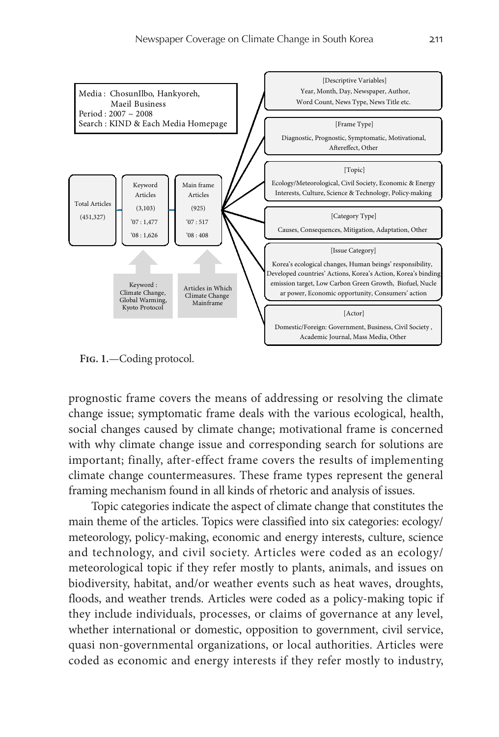Media : ChosunIlbo, Hankyoreh, Maeil Business
Period : 2007 ~ 2008
Search : KIND & Each Media Homepage

Total Articles (451,327)

Keyword Articles (3,103) '07 : 1,477 '08 : 1,626

Main frame Articles (925) '07 : 517 '08 : 408

Keyword : Climate Change, Global Warming, Kyoto Protocol

Articles in Which Climate Change Mainframe

[Descriptive Variables]
Year, Month, Day, Newspaper, Author, Word Count, News Type, News Title etc.

[Frame Type]
Diagnostic, Prognostic, Symptomatic, Motivational, Aftereffect, Other

[Topic]
Ecology/Meteorological, Civil Society, Economic & Energy Interests, Culture, Science & Technology, Policy-making

[Category Type]
Causes, Consequences, Mitigation, Adaptation, Other

[Issue Category]
Korea's ecological changes, Human beings' responsibility, Developed countries' Actions, Korea's Action, Korea's binding emission target, Low Carbon Green Growth, Biofuel, Nucle ar power, Economic opportunity, Consumers' action

[Actor]
Domestic/Foreign: Government, Business, Civil Society , Academic Journal, Mass Media, Other

**Fig. 1.**—Coding protocol.

prognostic frame covers the means of addressing or resolving the climate change issue; symptomatic frame deals with the various ecological, health, social changes caused by climate change; motivational frame is concerned with why climate change issue and corresponding search for solutions are important; finally, after-effect frame covers the results of implementing climate change countermeasures. These frame types represent the general framing mechanism found in all kinds of rhetoric and analysis of issues.

Topic categories indicate the aspect of climate change that constitutes the main theme of the articles. Topics were classified into six categories: ecology/meteorology, policy-making, economic and energy interests, culture, science and technology, and civil society. Articles were coded as an ecology/meteorological topic if they refer mostly to plants, animals, and issues on biodiversity, habitat, and/or weather events such as heat waves, droughts, floods, and weather trends. Articles were coded as a policy-making topic if they include individuals, processes, or claims of governance at any level, whether international or domestic, opposition to government, civil service, quasi non-governmental organizations, or local authorities. Articles were coded as economic and energy interests if they refer mostly to industry,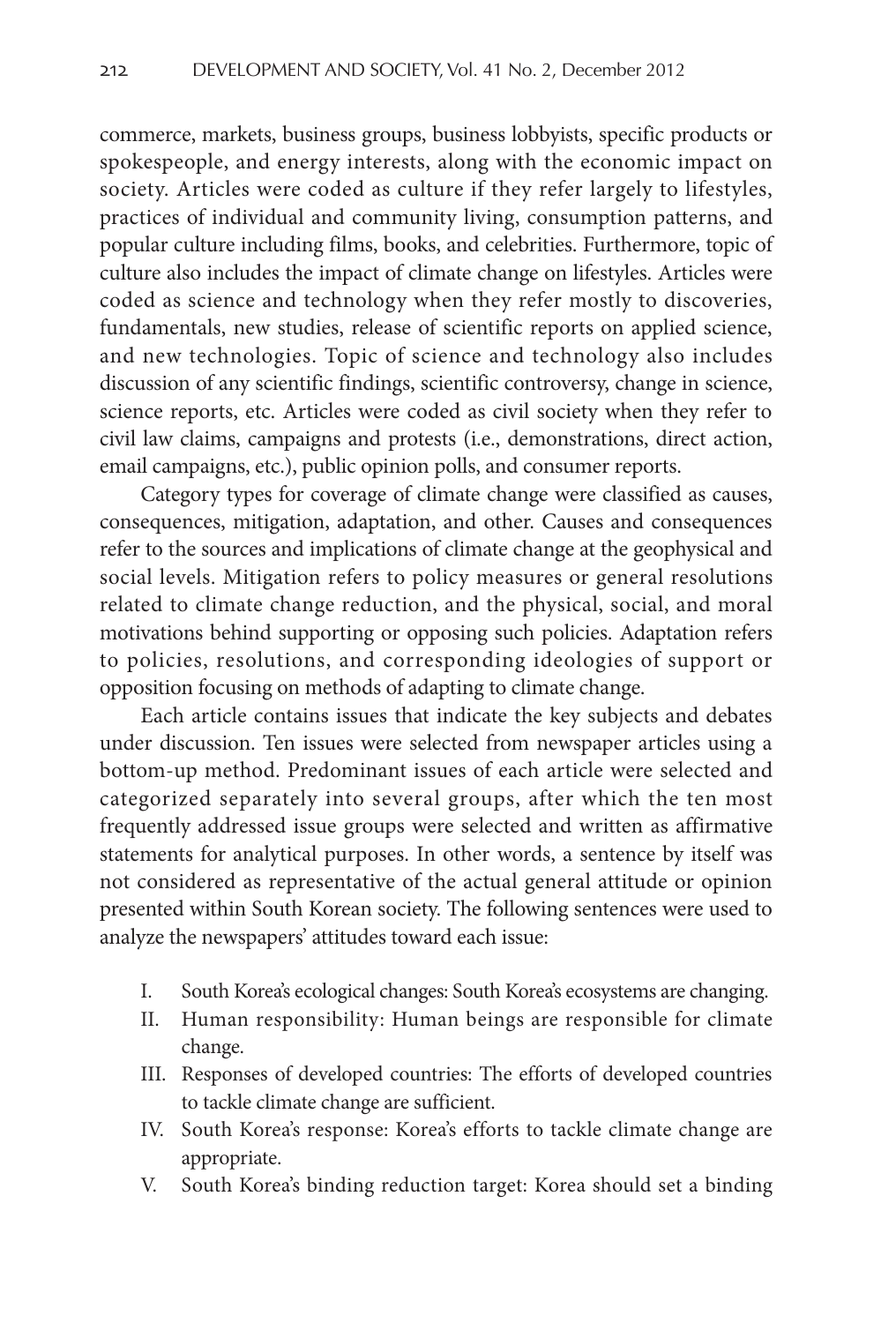commerce, markets, business groups, business lobbyists, specific products or spokespeople, and energy interests, along with the economic impact on society. Articles were coded as culture if they refer largely to lifestyles, practices of individual and community living, consumption patterns, and popular culture including films, books, and celebrities. Furthermore, topic of culture also includes the impact of climate change on lifestyles. Articles were coded as science and technology when they refer mostly to discoveries, fundamentals, new studies, release of scientific reports on applied science, and new technologies. Topic of science and technology also includes discussion of any scientific findings, scientific controversy, change in science, science reports, etc. Articles were coded as civil society when they refer to civil law claims, campaigns and protests (i.e., demonstrations, direct action, email campaigns, etc.), public opinion polls, and consumer reports.

Category types for coverage of climate change were classified as causes, consequences, mitigation, adaptation, and other. Causes and consequences refer to the sources and implications of climate change at the geophysical and social levels. Mitigation refers to policy measures or general resolutions related to climate change reduction, and the physical, social, and moral motivations behind supporting or opposing such policies. Adaptation refers to policies, resolutions, and corresponding ideologies of support or opposition focusing on methods of adapting to climate change.

Each article contains issues that indicate the key subjects and debates under discussion. Ten issues were selected from newspaper articles using a bottom-up method. Predominant issues of each article were selected and categorized separately into several groups, after which the ten most frequently addressed issue groups were selected and written as affirmative statements for analytical purposes. In other words, a sentence by itself was not considered as representative of the actual general attitude or opinion presented within South Korean society. The following sentences were used to analyze the newspapers' attitudes toward each issue:

I. South Korea's ecological changes: South Korea's ecosystems are changing.
II. Human responsibility: Human beings are responsible for climate change.
III. Responses of developed countries: The efforts of developed countries to tackle climate change are sufficient.
IV. South Korea's response: Korea's efforts to tackle climate change are appropriate.
V. South Korea's binding reduction target: Korea should set a binding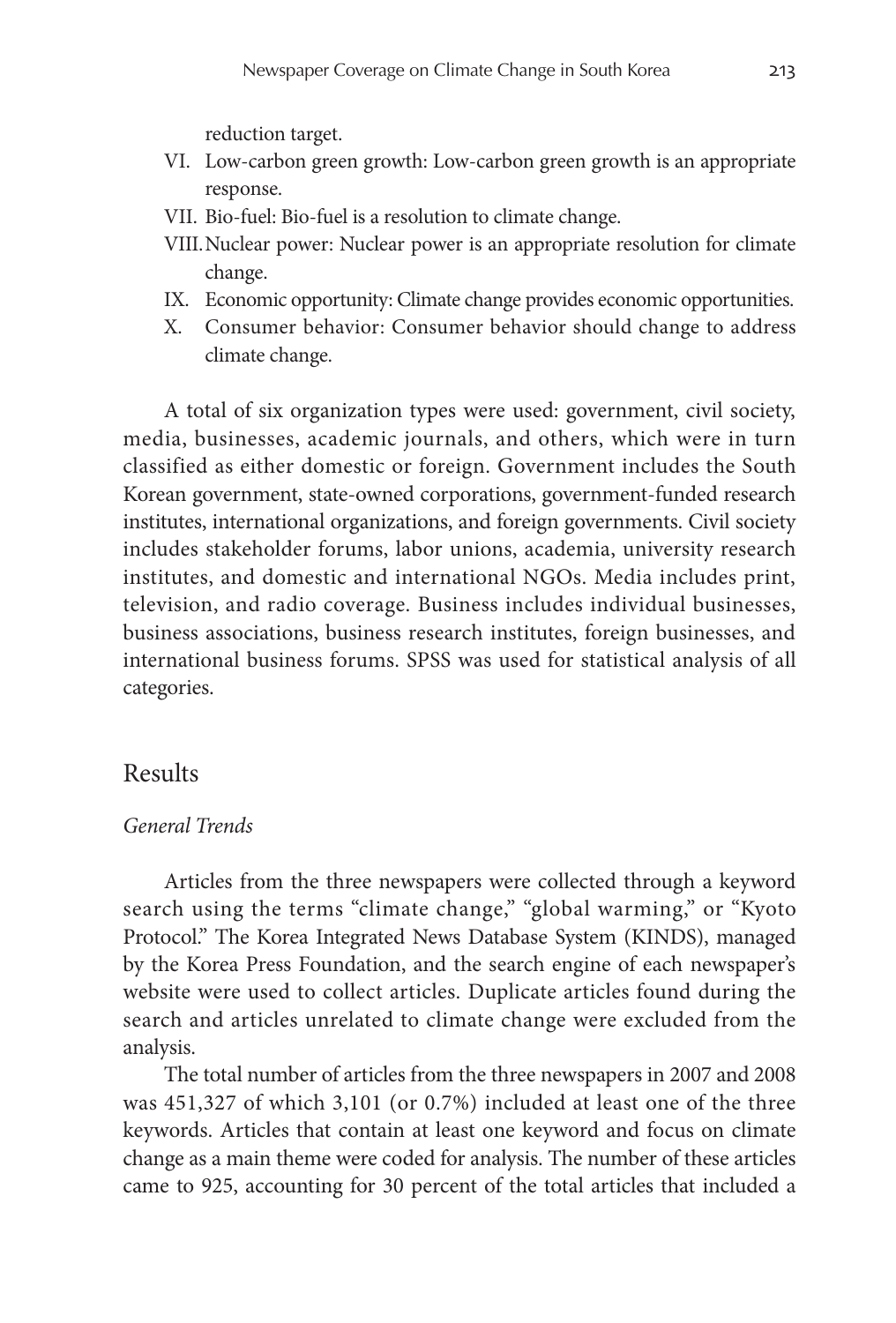reduction target.

VI. Low-carbon green growth: Low-carbon green growth is an appropriate response.

VII. Bio-fuel: Bio-fuel is a resolution to climate change.

VIII. Nuclear power: Nuclear power is an appropriate resolution for climate change.

IX. Economic opportunity: Climate change provides economic opportunities.

X. Consumer behavior: Consumer behavior should change to address climate change.

A total of six organization types were used: government, civil society, media, businesses, academic journals, and others, which were in turn classified as either domestic or foreign. Government includes the South Korean government, state-owned corporations, government-funded research institutes, international organizations, and foreign governments. Civil society includes stakeholder forums, labor unions, academia, university research institutes, and domestic and international NGOs. Media includes print, television, and radio coverage. Business includes individual businesses, business associations, business research institutes, foreign businesses, and international business forums. SPSS was used for statistical analysis of all categories.

## Results

### *General Trends*

Articles from the three newspapers were collected through a keyword search using the terms "climate change," "global warming," or "Kyoto Protocol." The Korea Integrated News Database System (KINDS), managed by the Korea Press Foundation, and the search engine of each newspaper's website were used to collect articles. Duplicate articles found during the search and articles unrelated to climate change were excluded from the analysis.

The total number of articles from the three newspapers in 2007 and 2008 was 451,327 of which 3,101 (or 0.7%) included at least one of the three keywords. Articles that contain at least one keyword and focus on climate change as a main theme were coded for analysis. The number of these articles came to 925, accounting for 30 percent of the total articles that included a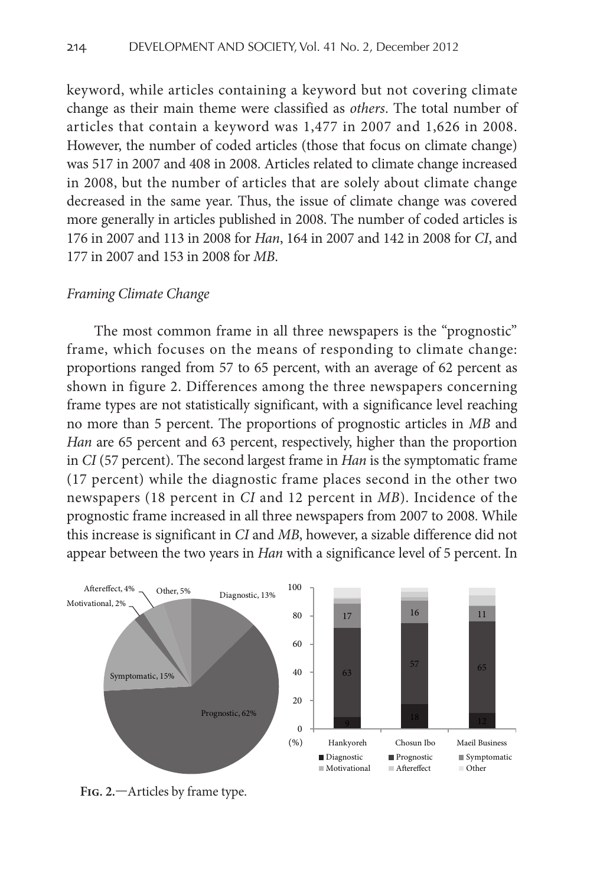keyword, while articles containing a keyword but not covering climate change as their main theme were classified as *others*. The total number of articles that contain a keyword was 1,477 in 2007 and 1,626 in 2008. However, the number of coded articles (those that focus on climate change) was 517 in 2007 and 408 in 2008. Articles related to climate change increased in 2008, but the number of articles that are solely about climate change decreased in the same year. Thus, the issue of climate change was covered more generally in articles published in 2008. The number of coded articles is 176 in 2007 and 113 in 2008 for *Han*, 164 in 2007 and 142 in 2008 for *CI*, and 177 in 2007 and 153 in 2008 for *MB*.

### *Framing Climate Change*

The most common frame in all three newspapers is the "prognostic" frame, which focuses on the means of responding to climate change: proportions ranged from 57 to 65 percent, with an average of 62 percent as shown in figure 2. Differences among the three newspapers concerning frame types are not statistically significant, with a significance level reaching no more than 5 percent. The proportions of prognostic articles in *MB* and *Han* are 65 percent and 63 percent, respectively, higher than the proportion in *CI* (57 percent). The second largest frame in *Han* is the symptomatic frame (17 percent) while the diagnostic frame places second in the other two newspapers (18 percent in *CI* and 12 percent in *MB*). Incidence of the prognostic frame increased in all three newspapers from 2007 to 2008. While this increase is significant in *CI* and *MB*, however, a sizable difference did not appear between the two years in *Han* with a significance level of 5 percent. In

**Fig. 2.**—Articles by frame type.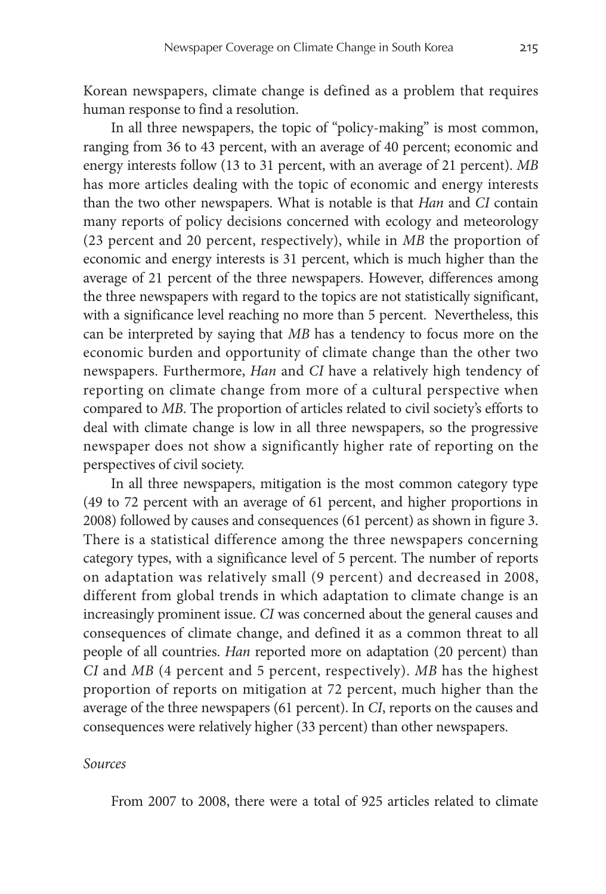Korean newspapers, climate change is defined as a problem that requires human response to find a resolution.

In all three newspapers, the topic of "policy-making" is most common, ranging from 36 to 43 percent, with an average of 40 percent; economic and energy interests follow (13 to 31 percent, with an average of 21 percent). *MB* has more articles dealing with the topic of economic and energy interests than the two other newspapers. What is notable is that *Han* and *CI* contain many reports of policy decisions concerned with ecology and meteorology (23 percent and 20 percent, respectively), while in *MB* the proportion of economic and energy interests is 31 percent, which is much higher than the average of 21 percent of the three newspapers. However, differences among the three newspapers with regard to the topics are not statistically significant, with a significance level reaching no more than 5 percent. Nevertheless, this can be interpreted by saying that *MB* has a tendency to focus more on the economic burden and opportunity of climate change than the other two newspapers. Furthermore, *Han* and *CI* have a relatively high tendency of reporting on climate change from more of a cultural perspective when compared to *MB*. The proportion of articles related to civil society's efforts to deal with climate change is low in all three newspapers, so the progressive newspaper does not show a significantly higher rate of reporting on the perspectives of civil society.

In all three newspapers, mitigation is the most common category type (49 to 72 percent with an average of 61 percent, and higher proportions in 2008) followed by causes and consequences (61 percent) as shown in figure 3. There is a statistical difference among the three newspapers concerning category types, with a significance level of 5 percent. The number of reports on adaptation was relatively small (9 percent) and decreased in 2008, different from global trends in which adaptation to climate change is an increasingly prominent issue. *CI* was concerned about the general causes and consequences of climate change, and defined it as a common threat to all people of all countries. *Han* reported more on adaptation (20 percent) than *CI* and *MB* (4 percent and 5 percent, respectively). *MB* has the highest proportion of reports on mitigation at 72 percent, much higher than the average of the three newspapers (61 percent). In *CI*, reports on the causes and consequences were relatively higher (33 percent) than other newspapers.

*Sources*

From 2007 to 2008, there were a total of 925 articles related to climate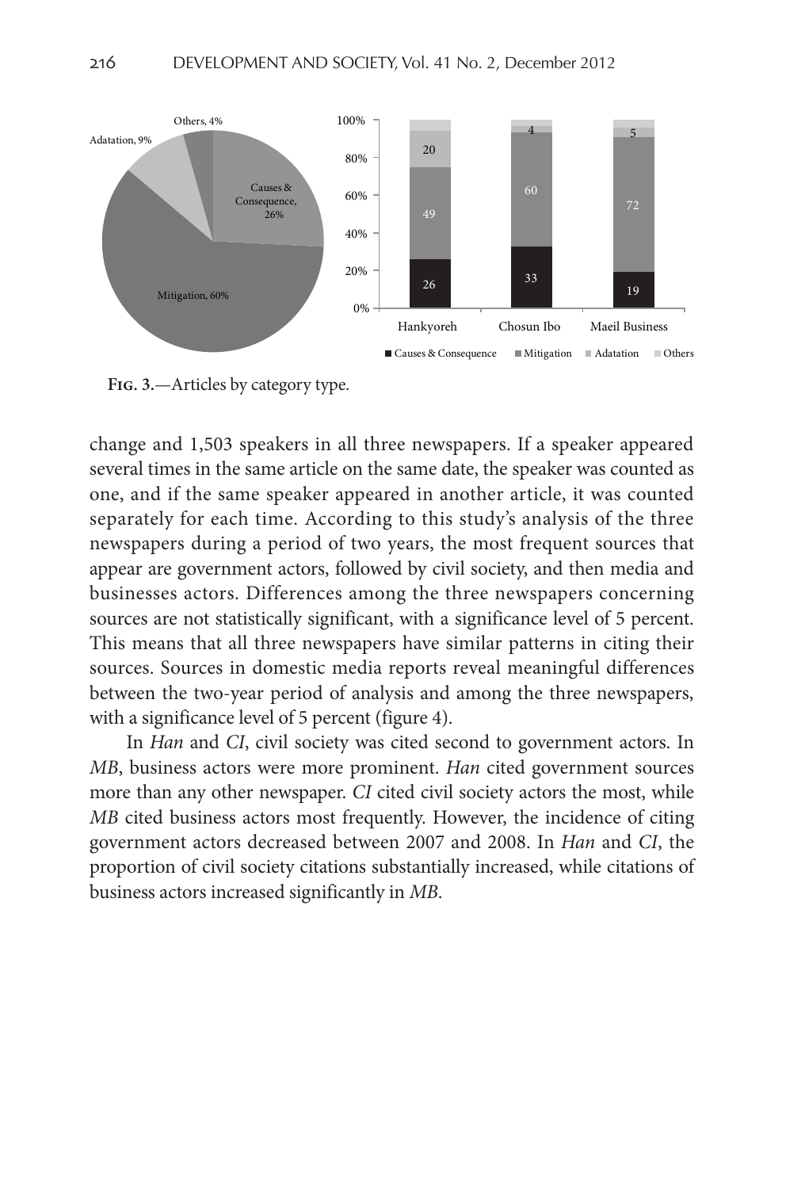**Fig. 3.**—Articles by category type.

change and 1,503 speakers in all three newspapers. If a speaker appeared several times in the same article on the same date, the speaker was counted as one, and if the same speaker appeared in another article, it was counted separately for each time. According to this study's analysis of the three newspapers during a period of two years, the most frequent sources that appear are government actors, followed by civil society, and then media and businesses actors. Differences among the three newspapers concerning sources are not statistically significant, with a significance level of 5 percent. This means that all three newspapers have similar patterns in citing their sources. Sources in domestic media reports reveal meaningful differences between the two-year period of analysis and among the three newspapers, with a significance level of 5 percent (figure 4).

In *Han* and *CI*, civil society was cited second to government actors. In *MB*, business actors were more prominent. *Han* cited government sources more than any other newspaper. *CI* cited civil society actors the most, while *MB* cited business actors most frequently. However, the incidence of citing government actors decreased between 2007 and 2008. In *Han* and *CI*, the proportion of civil society citations substantially increased, while citations of business actors increased significantly in *MB*.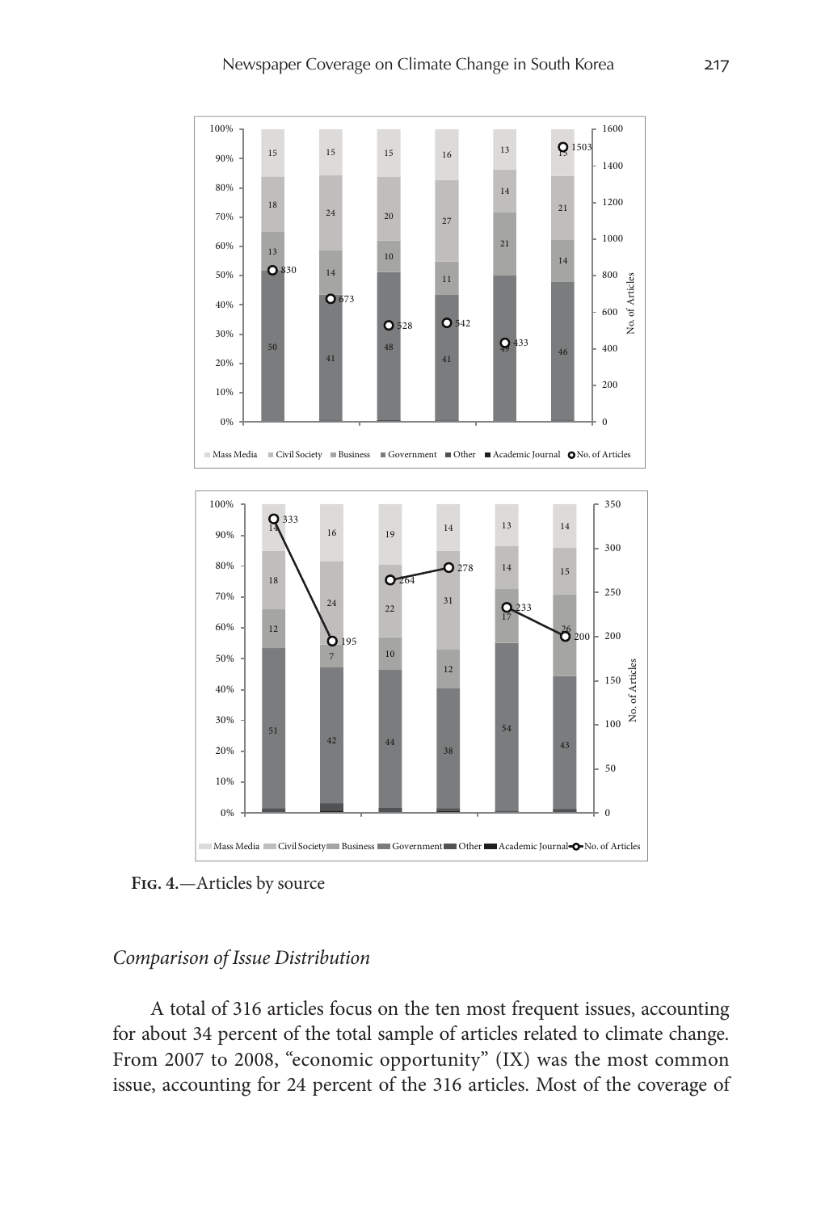**Fig. 4.**—Articles by source

*Comparison of Issue Distribution*

A total of 316 articles focus on the ten most frequent issues, accounting for about 34 percent of the total sample of articles related to climate change. From 2007 to 2008, "economic opportunity" (IX) was the most common issue, accounting for 24 percent of the 316 articles. Most of the coverage of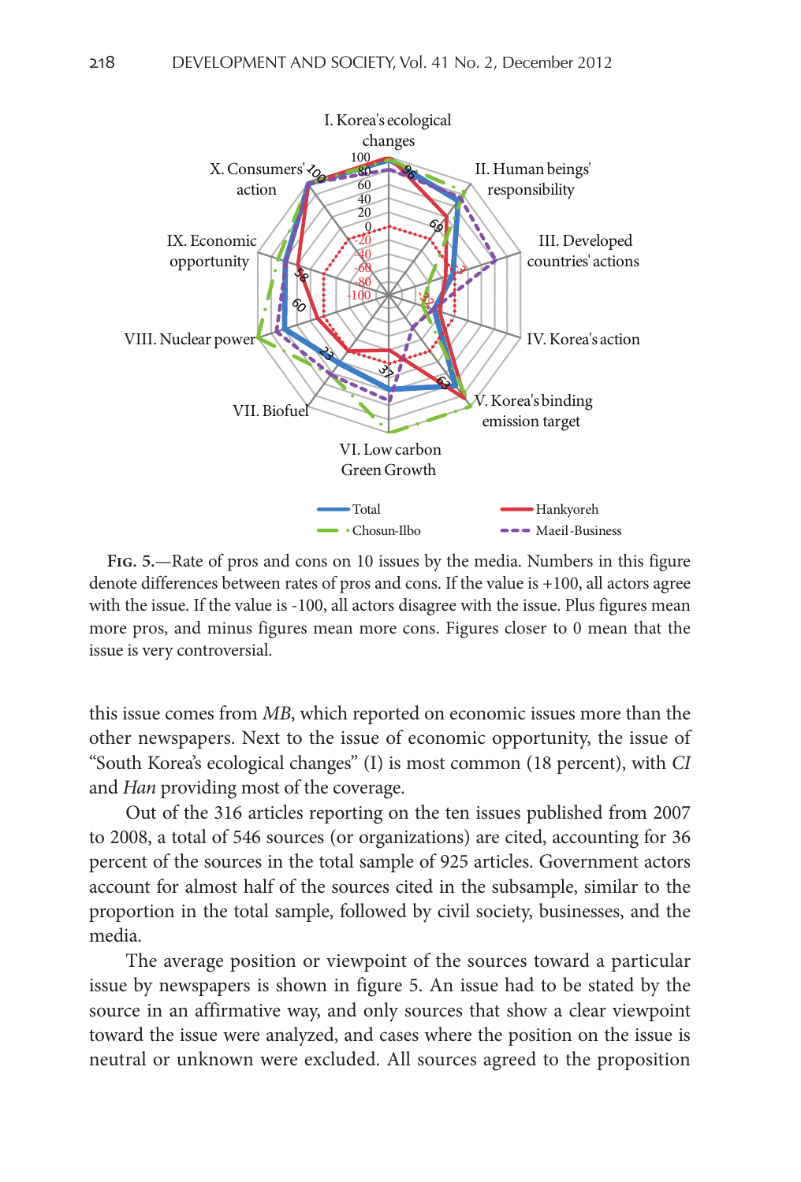**Fig. 5.**—Rate of pros and cons on 10 issues by the media. Numbers in this figure denote differences between rates of pros and cons. If the value is +100, all actors agree with the issue. If the value is -100, all actors disagree with the issue. Plus figures mean more pros, and minus figures mean more cons. Figures closer to 0 mean that the issue is very controversial.

this issue comes from *MB*, which reported on economic issues more than the other newspapers. Next to the issue of economic opportunity, the issue of "South Korea's ecological changes" (I) is most common (18 percent), with *CI* and *Han* providing most of the coverage.

Out of the 316 articles reporting on the ten issues published from 2007 to 2008, a total of 546 sources (or organizations) are cited, accounting for 36 percent of the sources in the total sample of 925 articles. Government actors account for almost half of the sources cited in the subsample, similar to the proportion in the total sample, followed by civil society, businesses, and the media.

The average position or viewpoint of the sources toward a particular issue by newspapers is shown in figure 5. An issue had to be stated by the source in an affirmative way, and only sources that show a clear viewpoint toward the issue were analyzed, and cases where the position on the issue is neutral or unknown were excluded. All sources agreed to the proposition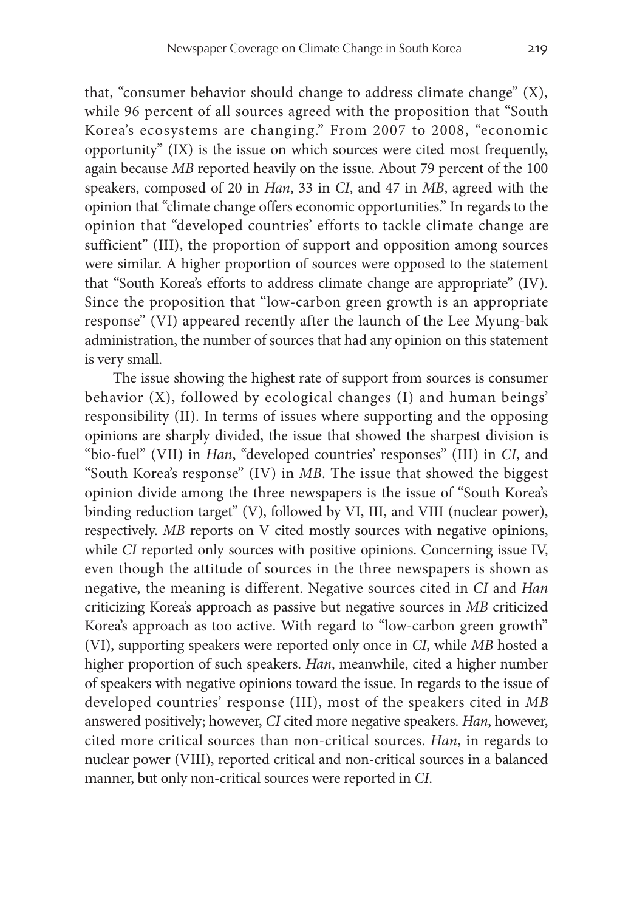that, "consumer behavior should change to address climate change" (X), while 96 percent of all sources agreed with the proposition that "South Korea's ecosystems are changing." From 2007 to 2008, "economic opportunity" (IX) is the issue on which sources were cited most frequently, again because *MB* reported heavily on the issue. About 79 percent of the 100 speakers, composed of 20 in *Han*, 33 in *CI*, and 47 in *MB*, agreed with the opinion that "climate change offers economic opportunities." In regards to the opinion that "developed countries' efforts to tackle climate change are sufficient" (III), the proportion of support and opposition among sources were similar. A higher proportion of sources were opposed to the statement that "South Korea's efforts to address climate change are appropriate" (IV). Since the proposition that "low-carbon green growth is an appropriate response" (VI) appeared recently after the launch of the Lee Myung-bak administration, the number of sources that had any opinion on this statement is very small.

The issue showing the highest rate of support from sources is consumer behavior (X), followed by ecological changes (I) and human beings' responsibility (II). In terms of issues where supporting and the opposing opinions are sharply divided, the issue that showed the sharpest division is "bio-fuel" (VII) in *Han*, "developed countries' responses" (III) in *CI*, and "South Korea's response" (IV) in *MB*. The issue that showed the biggest opinion divide among the three newspapers is the issue of "South Korea's binding reduction target" (V), followed by VI, III, and VIII (nuclear power), respectively. *MB* reports on V cited mostly sources with negative opinions, while *CI* reported only sources with positive opinions. Concerning issue IV, even though the attitude of sources in the three newspapers is shown as negative, the meaning is different. Negative sources cited in *CI* and *Han* criticizing Korea's approach as passive but negative sources in *MB* criticized Korea's approach as too active. With regard to "low-carbon green growth" (VI), supporting speakers were reported only once in *CI*, while *MB* hosted a higher proportion of such speakers. *Han*, meanwhile, cited a higher number of speakers with negative opinions toward the issue. In regards to the issue of developed countries' response (III), most of the speakers cited in *MB* answered positively; however, *CI* cited more negative speakers. *Han*, however, cited more critical sources than non-critical sources. *Han*, in regards to nuclear power (VIII), reported critical and non-critical sources in a balanced manner, but only non-critical sources were reported in *CI*.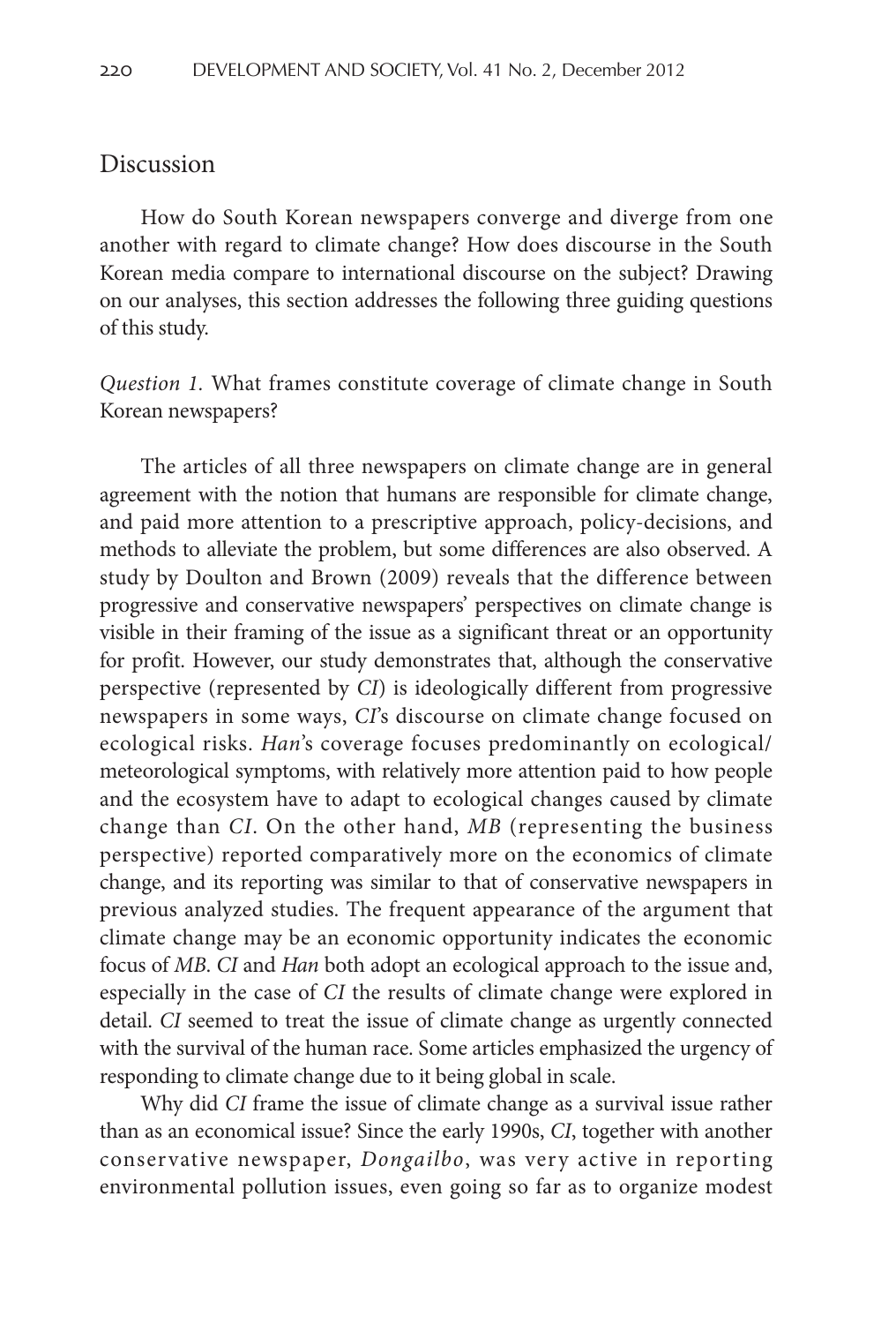## Discussion

How do South Korean newspapers converge and diverge from one another with regard to climate change? How does discourse in the South Korean media compare to international discourse on the subject? Drawing on our analyses, this section addresses the following three guiding questions of this study.

*Question 1.* What frames constitute coverage of climate change in South Korean newspapers?

The articles of all three newspapers on climate change are in general agreement with the notion that humans are responsible for climate change, and paid more attention to a prescriptive approach, policy-decisions, and methods to alleviate the problem, but some differences are also observed. A study by Doulton and Brown (2009) reveals that the difference between progressive and conservative newspapers' perspectives on climate change is visible in their framing of the issue as a significant threat or an opportunity for profit. However, our study demonstrates that, although the conservative perspective (represented by *CI*) is ideologically different from progressive newspapers in some ways, *CI*'s discourse on climate change focused on ecological risks. *Han*'s coverage focuses predominantly on ecological/meteorological symptoms, with relatively more attention paid to how people and the ecosystem have to adapt to ecological changes caused by climate change than *CI*. On the other hand, *MB* (representing the business perspective) reported comparatively more on the economics of climate change, and its reporting was similar to that of conservative newspapers in previous analyzed studies. The frequent appearance of the argument that climate change may be an economic opportunity indicates the economic focus of *MB*. *CI* and *Han* both adopt an ecological approach to the issue and, especially in the case of *CI* the results of climate change were explored in detail. *CI* seemed to treat the issue of climate change as urgently connected with the survival of the human race. Some articles emphasized the urgency of responding to climate change due to it being global in scale.

Why did *CI* frame the issue of climate change as a survival issue rather than as an economical issue? Since the early 1990s, *CI*, together with another conservative newspaper, *Dongailbo*, was very active in reporting environmental pollution issues, even going so far as to organize modest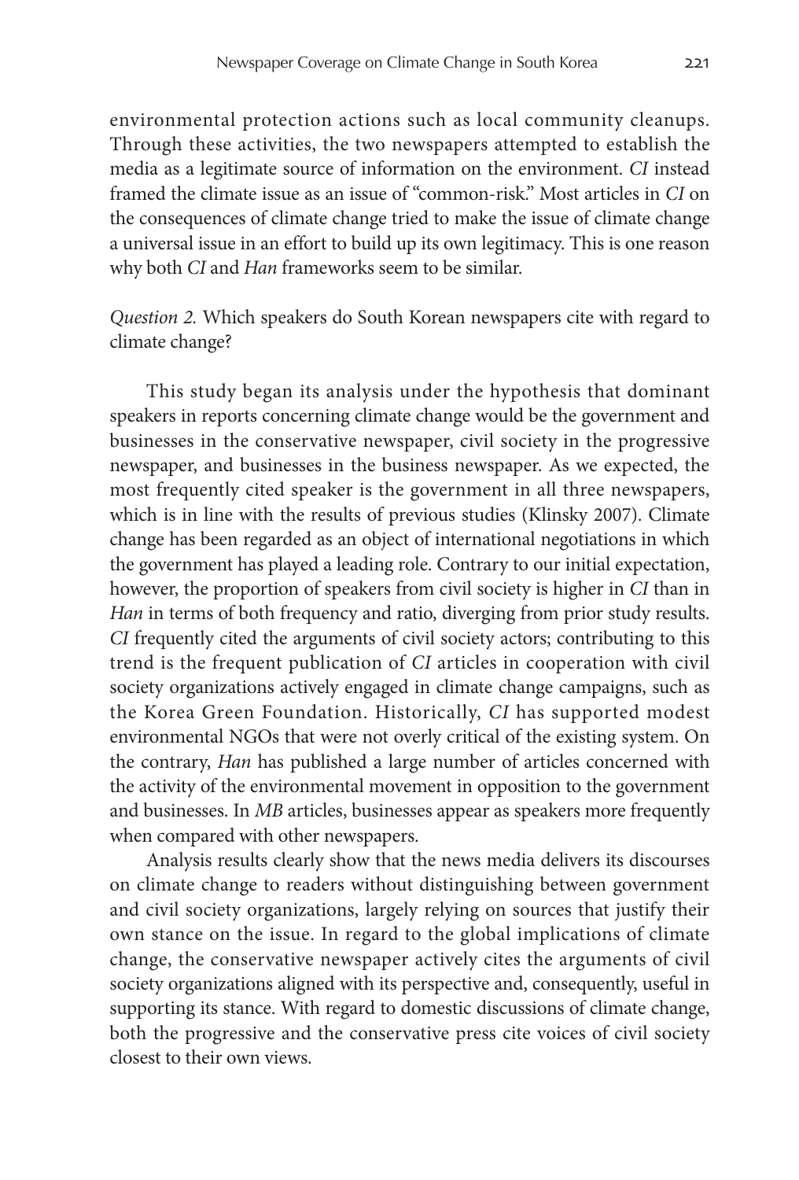environmental protection actions such as local community cleanups. Through these activities, the two newspapers attempted to establish the media as a legitimate source of information on the environment. *CI* instead framed the climate issue as an issue of "common-risk." Most articles in *CI* on the consequences of climate change tried to make the issue of climate change a universal issue in an effort to build up its own legitimacy. This is one reason why both *CI* and *Han* frameworks seem to be similar.

*Question 2.* Which speakers do South Korean newspapers cite with regard to climate change?

This study began its analysis under the hypothesis that dominant speakers in reports concerning climate change would be the government and businesses in the conservative newspaper, civil society in the progressive newspaper, and businesses in the business newspaper. As we expected, the most frequently cited speaker is the government in all three newspapers, which is in line with the results of previous studies (Klinsky 2007). Climate change has been regarded as an object of international negotiations in which the government has played a leading role. Contrary to our initial expectation, however, the proportion of speakers from civil society is higher in *CI* than in *Han* in terms of both frequency and ratio, diverging from prior study results. *CI* frequently cited the arguments of civil society actors; contributing to this trend is the frequent publication of *CI* articles in cooperation with civil society organizations actively engaged in climate change campaigns, such as the Korea Green Foundation. Historically, *CI* has supported modest environmental NGOs that were not overly critical of the existing system. On the contrary, *Han* has published a large number of articles concerned with the activity of the environmental movement in opposition to the government and businesses. In *MB* articles, businesses appear as speakers more frequently when compared with other newspapers.

Analysis results clearly show that the news media delivers its discourses on climate change to readers without distinguishing between government and civil society organizations, largely relying on sources that justify their own stance on the issue. In regard to the global implications of climate change, the conservative newspaper actively cites the arguments of civil society organizations aligned with its perspective and, consequently, useful in supporting its stance. With regard to domestic discussions of climate change, both the progressive and the conservative press cite voices of civil society closest to their own views.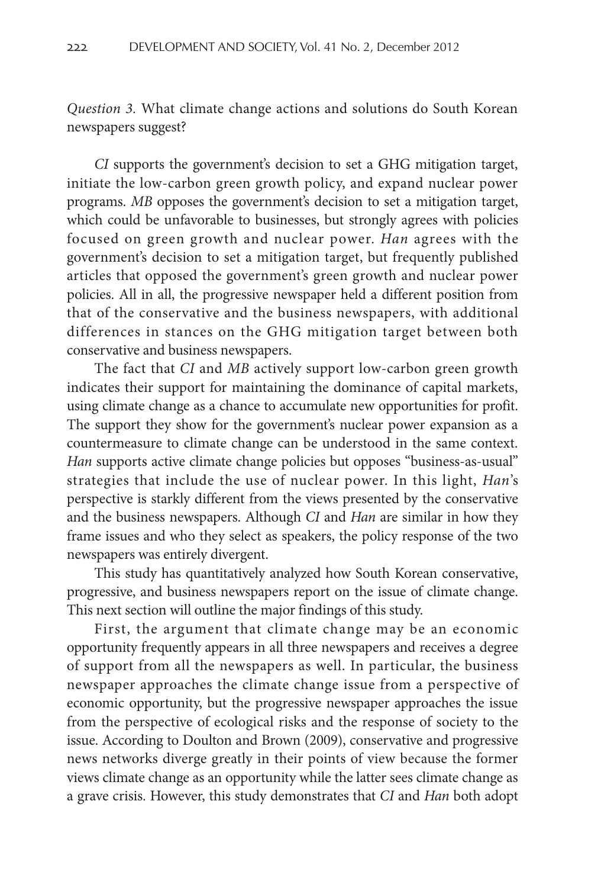*Question 3.* What climate change actions and solutions do South Korean newspapers suggest?

*CI* supports the government's decision to set a GHG mitigation target, initiate the low-carbon green growth policy, and expand nuclear power programs. *MB* opposes the government's decision to set a mitigation target, which could be unfavorable to businesses, but strongly agrees with policies focused on green growth and nuclear power. *Han* agrees with the government's decision to set a mitigation target, but frequently published articles that opposed the government's green growth and nuclear power policies. All in all, the progressive newspaper held a different position from that of the conservative and the business newspapers, with additional differences in stances on the GHG mitigation target between both conservative and business newspapers.

The fact that *CI* and *MB* actively support low-carbon green growth indicates their support for maintaining the dominance of capital markets, using climate change as a chance to accumulate new opportunities for profit. The support they show for the government's nuclear power expansion as a countermeasure to climate change can be understood in the same context. *Han* supports active climate change policies but opposes "business-as-usual" strategies that include the use of nuclear power. In this light, *Han*'s perspective is starkly different from the views presented by the conservative and the business newspapers. Although *CI* and *Han* are similar in how they frame issues and who they select as speakers, the policy response of the two newspapers was entirely divergent.

This study has quantitatively analyzed how South Korean conservative, progressive, and business newspapers report on the issue of climate change. This next section will outline the major findings of this study.

First, the argument that climate change may be an economic opportunity frequently appears in all three newspapers and receives a degree of support from all the newspapers as well. In particular, the business newspaper approaches the climate change issue from a perspective of economic opportunity, but the progressive newspaper approaches the issue from the perspective of ecological risks and the response of society to the issue. According to Doulton and Brown (2009), conservative and progressive news networks diverge greatly in their points of view because the former views climate change as an opportunity while the latter sees climate change as a grave crisis. However, this study demonstrates that *CI* and *Han* both adopt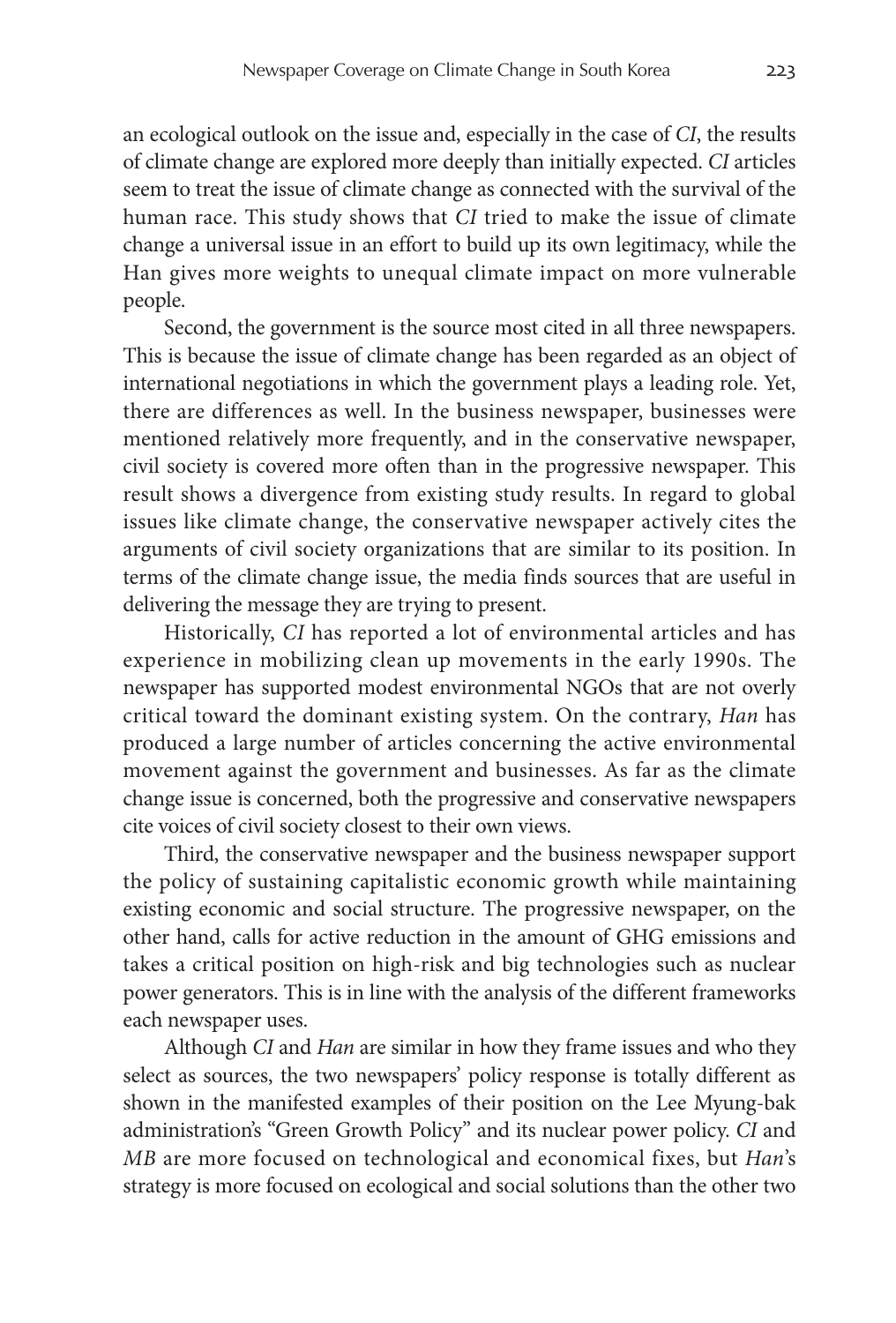an ecological outlook on the issue and, especially in the case of *CI*, the results of climate change are explored more deeply than initially expected. *CI* articles seem to treat the issue of climate change as connected with the survival of the human race. This study shows that *CI* tried to make the issue of climate change a universal issue in an effort to build up its own legitimacy, while the Han gives more weights to unequal climate impact on more vulnerable people.

Second, the government is the source most cited in all three newspapers. This is because the issue of climate change has been regarded as an object of international negotiations in which the government plays a leading role. Yet, there are differences as well. In the business newspaper, businesses were mentioned relatively more frequently, and in the conservative newspaper, civil society is covered more often than in the progressive newspaper. This result shows a divergence from existing study results. In regard to global issues like climate change, the conservative newspaper actively cites the arguments of civil society organizations that are similar to its position. In terms of the climate change issue, the media finds sources that are useful in delivering the message they are trying to present.

Historically, *CI* has reported a lot of environmental articles and has experience in mobilizing clean up movements in the early 1990s. The newspaper has supported modest environmental NGOs that are not overly critical toward the dominant existing system. On the contrary, *Han* has produced a large number of articles concerning the active environmental movement against the government and businesses. As far as the climate change issue is concerned, both the progressive and conservative newspapers cite voices of civil society closest to their own views.

Third, the conservative newspaper and the business newspaper support the policy of sustaining capitalistic economic growth while maintaining existing economic and social structure. The progressive newspaper, on the other hand, calls for active reduction in the amount of GHG emissions and takes a critical position on high-risk and big technologies such as nuclear power generators. This is in line with the analysis of the different frameworks each newspaper uses.

Although *CI* and *Han* are similar in how they frame issues and who they select as sources, the two newspapers' policy response is totally different as shown in the manifested examples of their position on the Lee Myung-bak administration's "Green Growth Policy" and its nuclear power policy. *CI* and *MB* are more focused on technological and economical fixes, but *Han*'s strategy is more focused on ecological and social solutions than the other two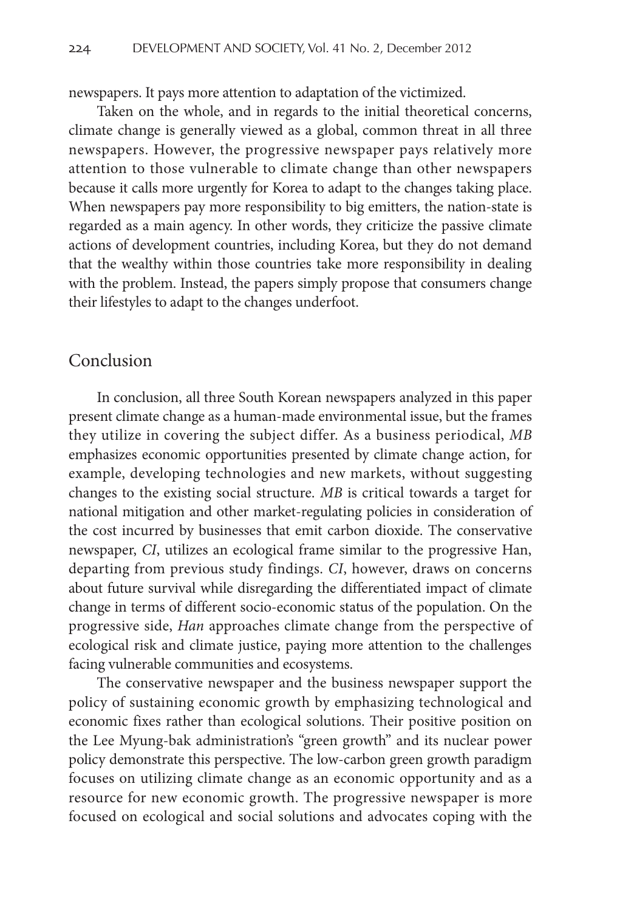newspapers. It pays more attention to adaptation of the victimized.

Taken on the whole, and in regards to the initial theoretical concerns, climate change is generally viewed as a global, common threat in all three newspapers. However, the progressive newspaper pays relatively more attention to those vulnerable to climate change than other newspapers because it calls more urgently for Korea to adapt to the changes taking place. When newspapers pay more responsibility to big emitters, the nation-state is regarded as a main agency. In other words, they criticize the passive climate actions of development countries, including Korea, but they do not demand that the wealthy within those countries take more responsibility in dealing with the problem. Instead, the papers simply propose that consumers change their lifestyles to adapt to the changes underfoot.

## Conclusion

In conclusion, all three South Korean newspapers analyzed in this paper present climate change as a human-made environmental issue, but the frames they utilize in covering the subject differ. As a business periodical, *MB* emphasizes economic opportunities presented by climate change action, for example, developing technologies and new markets, without suggesting changes to the existing social structure. *MB* is critical towards a target for national mitigation and other market-regulating policies in consideration of the cost incurred by businesses that emit carbon dioxide. The conservative newspaper, *CI*, utilizes an ecological frame similar to the progressive Han, departing from previous study findings. *CI*, however, draws on concerns about future survival while disregarding the differentiated impact of climate change in terms of different socio-economic status of the population. On the progressive side, *Han* approaches climate change from the perspective of ecological risk and climate justice, paying more attention to the challenges facing vulnerable communities and ecosystems.

The conservative newspaper and the business newspaper support the policy of sustaining economic growth by emphasizing technological and economic fixes rather than ecological solutions. Their positive position on the Lee Myung-bak administration's "green growth" and its nuclear power policy demonstrate this perspective. The low-carbon green growth paradigm focuses on utilizing climate change as an economic opportunity and as a resource for new economic growth. The progressive newspaper is more focused on ecological and social solutions and advocates coping with the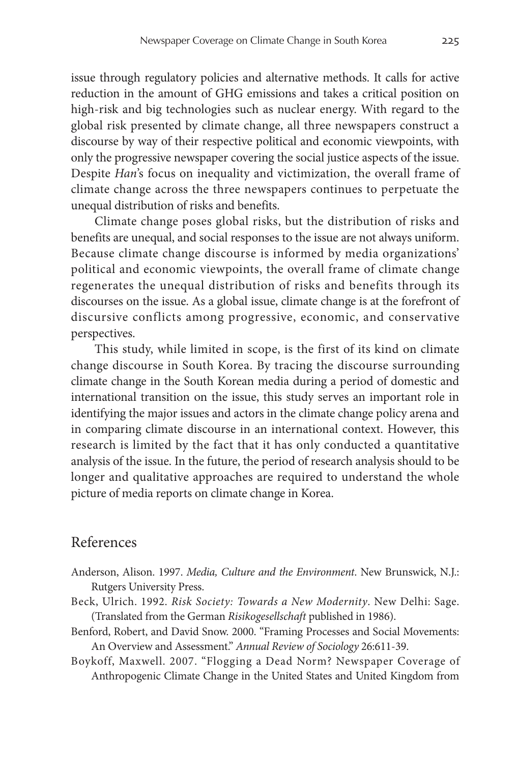issue through regulatory policies and alternative methods. It calls for active reduction in the amount of GHG emissions and takes a critical position on high-risk and big technologies such as nuclear energy. With regard to the global risk presented by climate change, all three newspapers construct a discourse by way of their respective political and economic viewpoints, with only the progressive newspaper covering the social justice aspects of the issue. Despite *Han*'s focus on inequality and victimization, the overall frame of climate change across the three newspapers continues to perpetuate the unequal distribution of risks and benefits.

Climate change poses global risks, but the distribution of risks and benefits are unequal, and social responses to the issue are not always uniform. Because climate change discourse is informed by media organizations' political and economic viewpoints, the overall frame of climate change regenerates the unequal distribution of risks and benefits through its discourses on the issue. As a global issue, climate change is at the forefront of discursive conflicts among progressive, economic, and conservative perspectives.

This study, while limited in scope, is the first of its kind on climate change discourse in South Korea. By tracing the discourse surrounding climate change in the South Korean media during a period of domestic and international transition on the issue, this study serves an important role in identifying the major issues and actors in the climate change policy arena and in comparing climate discourse in an international context. However, this research is limited by the fact that it has only conducted a quantitative analysis of the issue. In the future, the period of research analysis should to be longer and qualitative approaches are required to understand the whole picture of media reports on climate change in Korea.

## References

Anderson, Alison. 1997. *Media, Culture and the Environment*. New Brunswick, N.J.: Rutgers University Press.

Beck, Ulrich. 1992. *Risk Society: Towards a New Modernity*. New Delhi: Sage. (Translated from the German *Risikogesellschaft* published in 1986).

Benford, Robert, and David Snow. 2000. "Framing Processes and Social Movements: An Overview and Assessment." *Annual Review of Sociology* 26:611-39.

Boykoff, Maxwell. 2007. "Flogging a Dead Norm? Newspaper Coverage of Anthropogenic Climate Change in the United States and United Kingdom from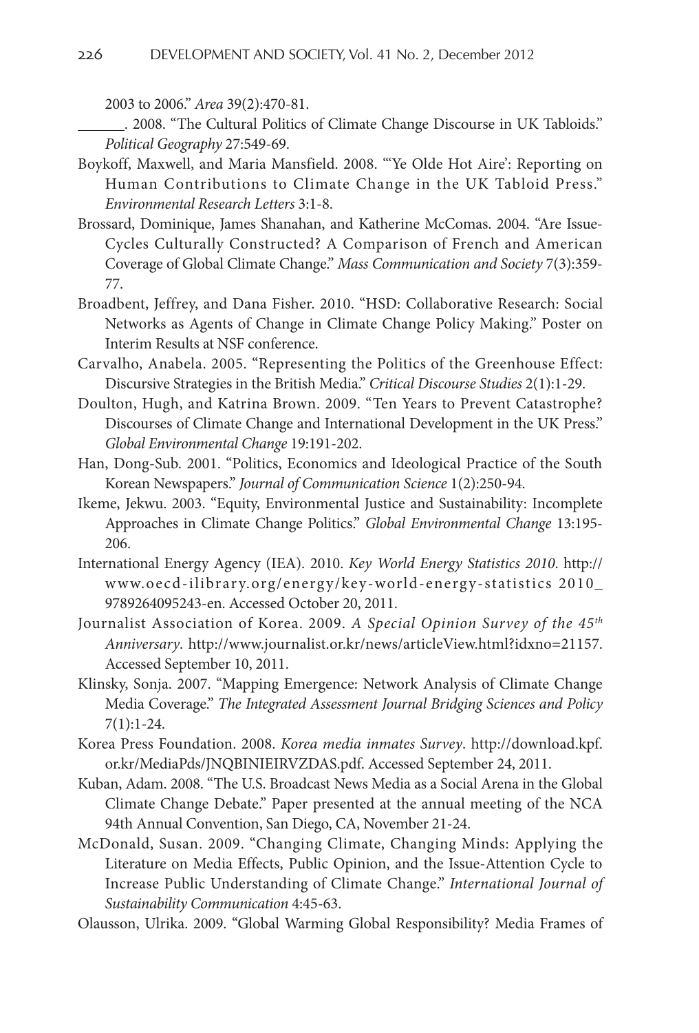2003 to 2006." *Area* 39(2):470-81.

______. 2008. "The Cultural Politics of Climate Change Discourse in UK Tabloids." *Political Geography* 27:549-69.

Boykoff, Maxwell, and Maria Mansfield. 2008. "'Ye Olde Hot Aire': Reporting on Human Contributions to Climate Change in the UK Tabloid Press." *Environmental Research Letters* 3:1-8.

Brossard, Dominique, James Shanahan, and Katherine McComas. 2004. "Are Issue-Cycles Culturally Constructed? A Comparison of French and American Coverage of Global Climate Change." *Mass Communication and Society* 7(3):359-77.

Broadbent, Jeffrey, and Dana Fisher. 2010. "HSD: Collaborative Research: Social Networks as Agents of Change in Climate Change Policy Making." Poster on Interim Results at NSF conference.

Carvalho, Anabela. 2005. "Representing the Politics of the Greenhouse Effect: Discursive Strategies in the British Media." *Critical Discourse Studies* 2(1):1-29.

Doulton, Hugh, and Katrina Brown. 2009. "Ten Years to Prevent Catastrophe? Discourses of Climate Change and International Development in the UK Press." *Global Environmental Change* 19:191-202.

Han, Dong-Sub. 2001. "Politics, Economics and Ideological Practice of the South Korean Newspapers." *Journal of Communication Science* 1(2):250-94.

Ikeme, Jekwu. 2003. "Equity, Environmental Justice and Sustainability: Incomplete Approaches in Climate Change Politics." *Global Environmental Change* 13:195-206.

International Energy Agency (IEA). 2010. *Key World Energy Statistics 2010*. http://www.oecd-ilibrary.org/energy/key-world-energy-statistics 2010_ 9789264095243-en. Accessed October 20, 2011.

Journalist Association of Korea. 2009. *A Special Opinion Survey of the 45th Anniversary*. http://www.journalist.or.kr/news/articleView.html?idxno=21157. Accessed September 10, 2011.

Klinsky, Sonja. 2007. "Mapping Emergence: Network Analysis of Climate Change Media Coverage." *The Integrated Assessment Journal Bridging Sciences and Policy* 7(1):1-24.

Korea Press Foundation. 2008. *Korea media inmates Survey*. http://download.kpf.or.kr/MediaPds/JNQBINIEIRVZDAS.pdf. Accessed September 24, 2011.

Kuban, Adam. 2008. "The U.S. Broadcast News Media as a Social Arena in the Global Climate Change Debate." Paper presented at the annual meeting of the NCA 94th Annual Convention, San Diego, CA, November 21-24.

McDonald, Susan. 2009. "Changing Climate, Changing Minds: Applying the Literature on Media Effects, Public Opinion, and the Issue-Attention Cycle to Increase Public Understanding of Climate Change." *International Journal of Sustainability Communication* 4:45-63.

Olausson, Ulrika. 2009. "Global Warming Global Responsibility? Media Frames of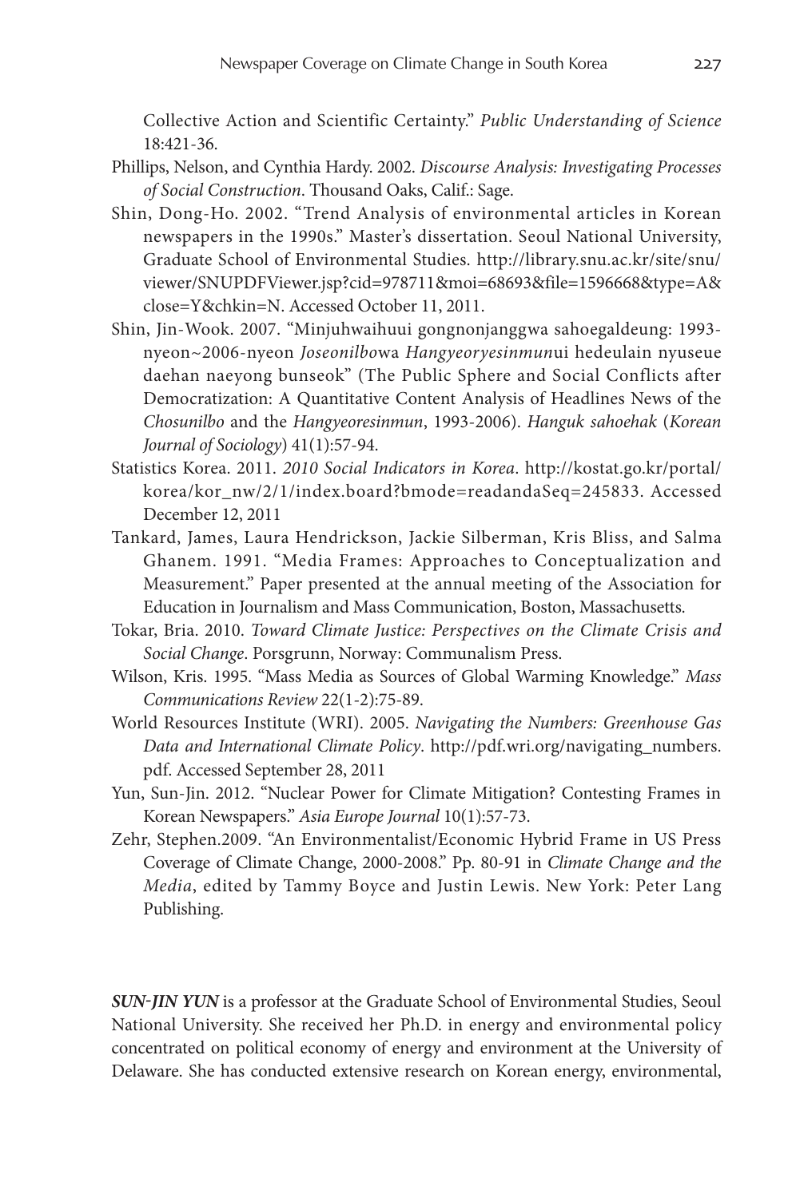Collective Action and Scientific Certainty." *Public Understanding of Science* 18:421-36.

Phillips, Nelson, and Cynthia Hardy. 2002. *Discourse Analysis: Investigating Processes of Social Construction*. Thousand Oaks, Calif.: Sage.

Shin, Dong-Ho. 2002. "Trend Analysis of environmental articles in Korean newspapers in the 1990s." Master's dissertation. Seoul National University, Graduate School of Environmental Studies. http://library.snu.ac.kr/site/snu/viewer/SNUPDFViewer.jsp?cid=978711&moi=68693&file=1596668&type=A&close=Y&chkin=N. Accessed October 11, 2011.

Shin, Jin-Wook. 2007. "Minjuhwaihuui gongnonjanggwa sahoegaldeung: 1993-nyeon~2006-nyeon *Joseonilbo*wa *Hangyeoryesinmun*ui hedeulain nyuseue daehan naeyong bunseok" (The Public Sphere and Social Conflicts after Democratization: A Quantitative Content Analysis of Headlines News of the *Chosunilbo* and the *Hangyeoresinmun*, 1993-2006). *Hanguk sahoehak* (*Korean Journal of Sociology*) 41(1):57-94.

Statistics Korea. 2011. *2010 Social Indicators in Korea*. http://kostat.go.kr/portal/korea/kor_nw/2/1/index.board?bmode=readandaSeq=245833. Accessed December 12, 2011

Tankard, James, Laura Hendrickson, Jackie Silberman, Kris Bliss, and Salma Ghanem. 1991. "Media Frames: Approaches to Conceptualization and Measurement." Paper presented at the annual meeting of the Association for Education in Journalism and Mass Communication, Boston, Massachusetts.

Tokar, Bria. 2010. *Toward Climate Justice: Perspectives on the Climate Crisis and Social Change*. Porsgrunn, Norway: Communalism Press.

Wilson, Kris. 1995. "Mass Media as Sources of Global Warming Knowledge." *Mass Communications Review* 22(1-2):75-89.

World Resources Institute (WRI). 2005. *Navigating the Numbers: Greenhouse Gas Data and International Climate Policy*. http://pdf.wri.org/navigating_numbers.pdf. Accessed September 28, 2011

Yun, Sun-Jin. 2012. "Nuclear Power for Climate Mitigation? Contesting Frames in Korean Newspapers." *Asia Europe Journal* 10(1):57-73.

Zehr, Stephen.2009. "An Environmentalist/Economic Hybrid Frame in US Press Coverage of Climate Change, 2000-2008." Pp. 80-91 in *Climate Change and the Media*, edited by Tammy Boyce and Justin Lewis. New York: Peter Lang Publishing.

***SUN-JIN YUN*** is a professor at the Graduate School of Environmental Studies, Seoul National University. She received her Ph.D. in energy and environmental policy concentrated on political economy of energy and environment at the University of Delaware. She has conducted extensive research on Korean energy, environmental,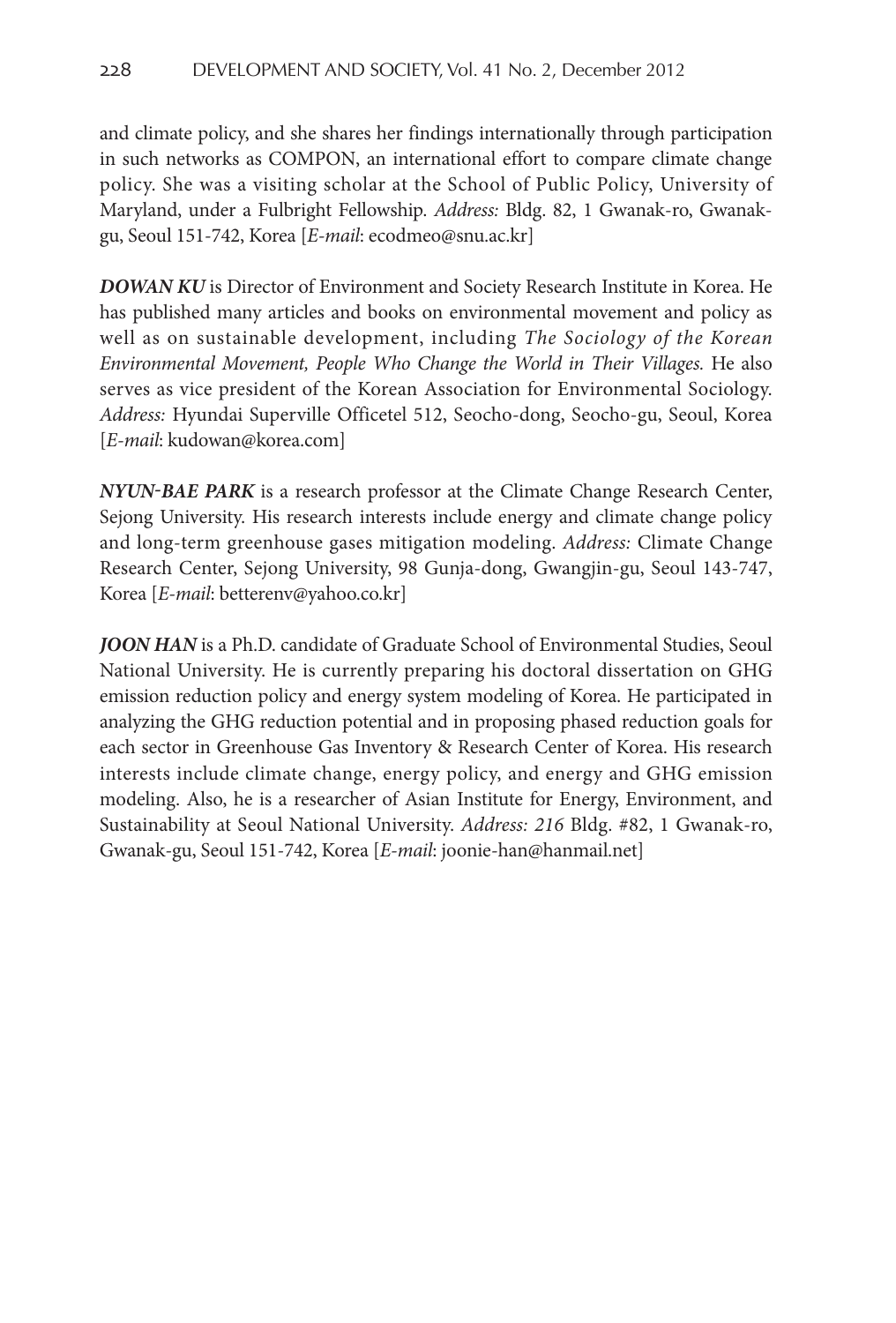and climate policy, and she shares her findings internationally through participation in such networks as COMPON, an international effort to compare climate change policy. She was a visiting scholar at the School of Public Policy, University of Maryland, under a Fulbright Fellowship. *Address:* Bldg. 82, 1 Gwanak-ro, Gwanak-gu, Seoul 151-742, Korea [*E-mail*: ecodmeo@snu.ac.kr]

***DOWAN KU*** is Director of Environment and Society Research Institute in Korea. He has published many articles and books on environmental movement and policy as well as on sustainable development, including *The Sociology of the Korean Environmental Movement, People Who Change the World in Their Villages.* He also serves as vice president of the Korean Association for Environmental Sociology. *Address:* Hyundai Superville Officetel 512, Seocho-dong, Seocho-gu, Seoul, Korea [*E-mail*: kudowan@korea.com]

***NYUN-BAE PARK*** is a research professor at the Climate Change Research Center, Sejong University. His research interests include energy and climate change policy and long-term greenhouse gases mitigation modeling. *Address:* Climate Change Research Center, Sejong University, 98 Gunja-dong, Gwangjin-gu, Seoul 143-747, Korea [*E-mail*: betterenv@yahoo.co.kr]

***JOON HAN*** is a Ph.D. candidate of Graduate School of Environmental Studies, Seoul National University. He is currently preparing his doctoral dissertation on GHG emission reduction policy and energy system modeling of Korea. He participated in analyzing the GHG reduction potential and in proposing phased reduction goals for each sector in Greenhouse Gas Inventory & Research Center of Korea. His research interests include climate change, energy policy, and energy and GHG emission modeling. Also, he is a researcher of Asian Institute for Energy, Environment, and Sustainability at Seoul National University. *Address: 216* Bldg. #82, 1 Gwanak-ro, Gwanak-gu, Seoul 151-742, Korea [*E-mail*: joonie-han@hanmail.net]